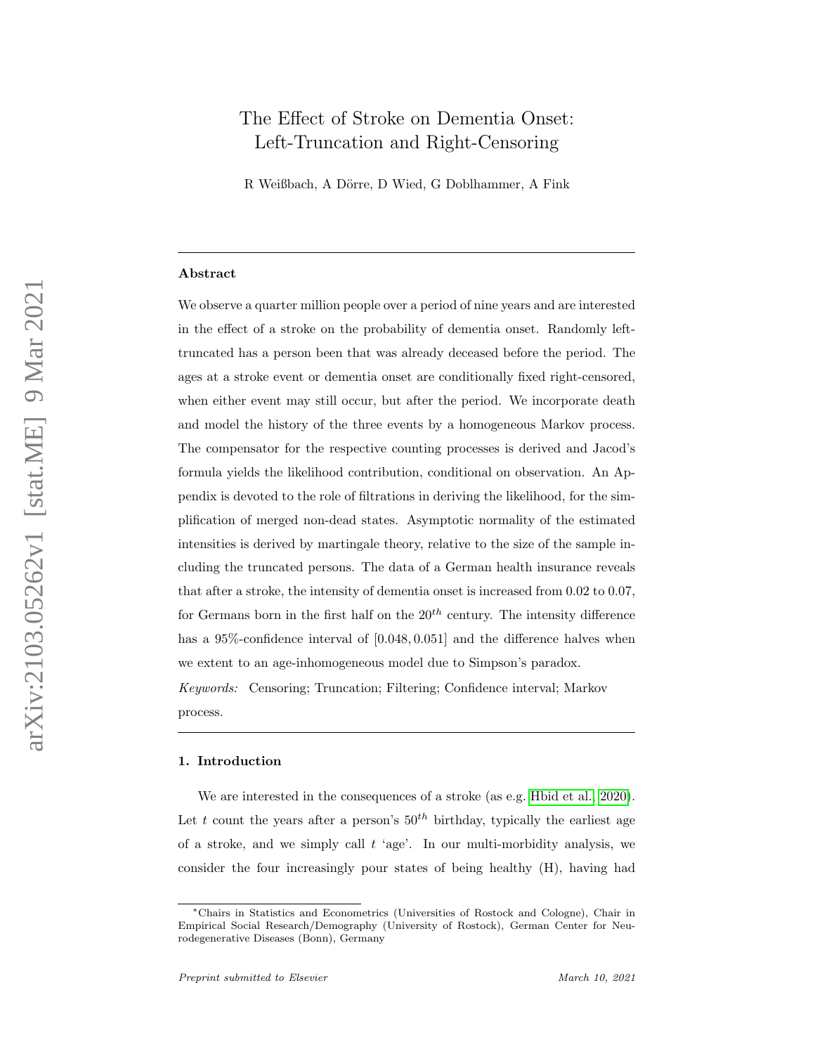# The Effect of Stroke on Dementia Onset: Left-Truncation and Right-Censoring

R Weißbach, A Dörre, D Wied, G Doblhammer, A Fink

## Abstract

We observe a quarter million people over a period of nine years and are interested in the effect of a stroke on the probability of dementia onset. Randomly left-truncated has a person been that was already deceased before the period. The ages at a stroke event or dementia onset are conditionally fixed right-censored, when either event may still occur, but after the period. We incorporate death and model the history of the three events by a homogeneous Markov process. The compensator for the respective counting processes is derived and Jacod's formula yields the likelihood contribution, conditional on observation. An Appendix is devoted to the role of filtrations in deriving the likelihood, for the simplification of merged non-dead states. Asymptotic normality of the estimated intensities is derived by martingale theory, relative to the size of the sample including the truncated persons. The data of a German health insurance reveals that after a stroke, the intensity of dementia onset is increased from 0.02 to 0.07, for Germans born in the first half on the $20^{th}$ century. The intensity difference has a 95%-confidence interval of $[0.048, 0.051]$ and the difference halves when we extent to an age-inhomogeneous model due to Simpson's paradox.

*Keywords:* Censoring; Truncation; Filtering; Confidence interval; Markov process.

## 1. Introduction

We are interested in the consequences of a stroke (as e.g. Hbid et al., 2020). Let $t$ count the years after a person's $50^{th}$ birthday, typically the earliest age of a stroke, and we simply call $t$ 'age'. In our multi-morbidity analysis, we consider the four increasingly pour states of being healthy (H), having had

*Chairs in Statistics and Econometrics (Universities of Rostock and Cologne), Chair in Empirical Social Research/Demography (University of Rostock), German Center for Neurodegenerative Diseases (Bonn), Germany

*Preprint submitted to Elsevier* *March 10, 2021*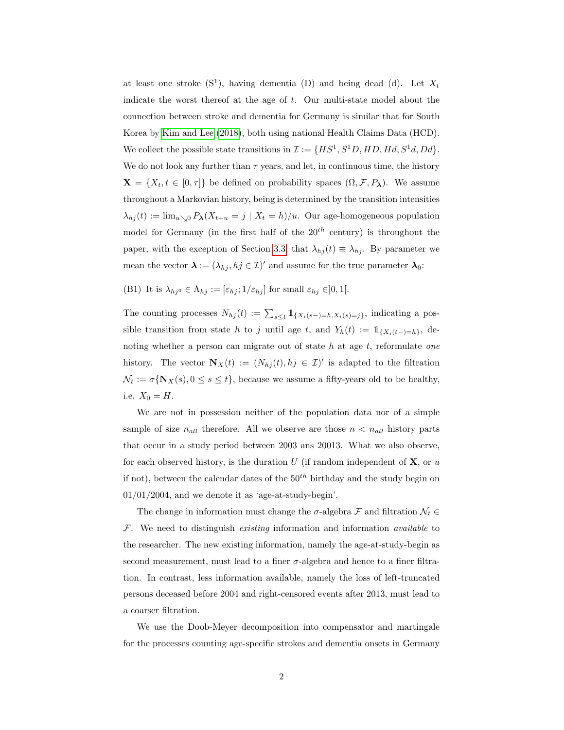at least one stroke ($S^1$), having dementia (D) and being dead (d). Let $X_t$ indicate the worst thereof at the age of $t$. Our multi-state model about the connection between stroke and dementia for Germany is similar that for South Korea by Kim and Lee (2018), both using national Health Claims Data (HCD). We collect the possible state transitions in $\mathcal{I} := \{HS^1, S^1D, HD, Hd, S^1d, Dd\}$. We do not look any further than $\tau$ years, and let, in continuous time, the history $\mathbf{X} = \{X_t, t \in [0, \tau]\}$ be defined on probability spaces $(\Omega, \mathcal{F}, P_{\boldsymbol{\lambda}})$. We assume throughout a Markovian history, being is determined by the transition intensities $\lambda_{hj}(t) := \lim_{u \searrow 0} P_{\boldsymbol{\lambda}}(X_{t+u} = j \mid X_t = h)/u$. Our age-homogeneous population model for Germany (in the first half of the $20^{th}$ century) is throughout the paper, with the exception of Section 3.3, that $\lambda_{hj}(t) \equiv \lambda_{hj}$. By parameter we mean the vector $\boldsymbol{\lambda} := (\lambda_{hj}, hj \in \mathcal{I})'$ and assume for the true parameter $\boldsymbol{\lambda}_0$:

(B1) It is $\lambda_{hj^0} \in \Lambda_{hj} := [\varepsilon_{hj}; 1/\varepsilon_{hj}]$ for small $\varepsilon_{hj} \in ]0, 1[$.

The counting processes $N_{hj}(t) := \sum_{s \leq t} \mathbb{1}_{\{X_i(s-)=h, X_i(s)=j\}}$, indicating a possible transition from state $h$ to $j$ until age $t$, and $Y_h(t) := \mathbb{1}_{\{X_i(t-)=h\}}$, denoting whether a person can migrate out of state $h$ at age $t$, reformulate *one* history. The vector $\mathbf{N}_X(t) := (N_{hj}(t), hj \in \mathcal{I})'$ is adapted to the filtration $\mathcal{N}_t := \sigma\{\mathbf{N}_X(s), 0 \leq s \leq t\}$, because we assume a fifty-years old to be healthy, i.e. $X_0 = H$.

We are not in possession neither of the population data nor of a simple sample of size $n_{all}$ therefore. All we observe are those $n < n_{all}$ history parts that occur in a study period between 2003 ans 20013. What we also observe, for each observed history, is the duration $U$ (if random independent of $\mathbf{X}$, or $u$ if not), between the calendar dates of the $50^{th}$ birthday and the study begin on 01/01/2004, and we denote it as 'age-at-study-begin'.

The change in information must change the $\sigma$-algebra $\mathcal{F}$ and filtration $\mathcal{N}_t \in \mathcal{F}$. We need to distinguish *existing* information and information *available* to the researcher. The new existing information, namely the age-at-study-begin as second measurement, must lead to a finer $\sigma$-algebra and hence to a finer filtration. In contrast, less information available, namely the loss of left-truncated persons deceased before 2004 and right-censored events after 2013, must lead to a coarser filtration.

We use the Doob-Meyer decomposition into compensator and martingale for the processes counting age-specific strokes and dementia onsets in Germany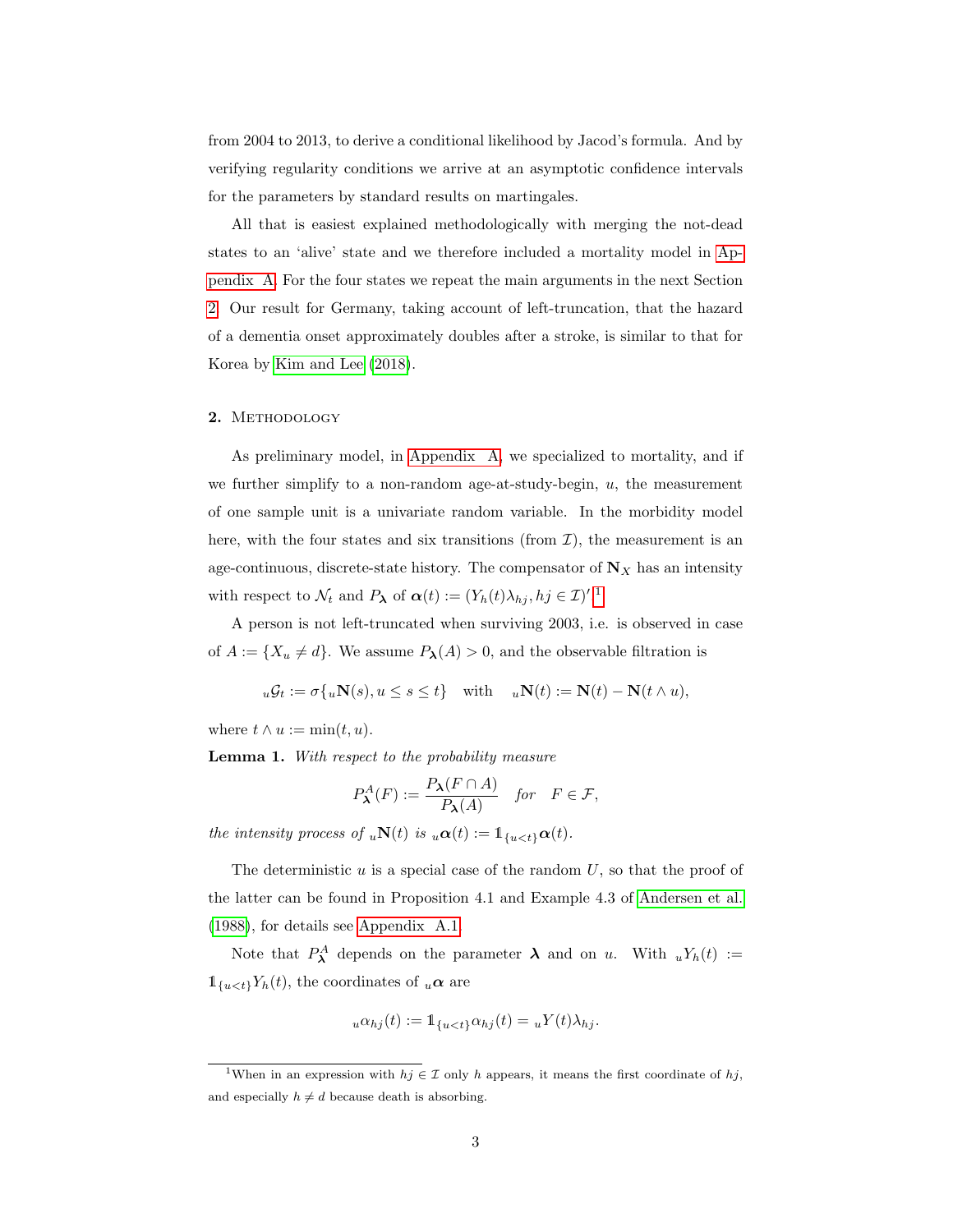from 2004 to 2013, to derive a conditional likelihood by Jacod's formula. And by verifying regularity conditions we arrive at an asymptotic confidence intervals for the parameters by standard results on martingales.

All that is easiest explained methodologically with merging the not-dead states to an 'alive' state and we therefore included a mortality model in Appendix A. For the four states we repeat the main arguments in the next Section 2. Our result for Germany, taking account of left-truncation, that the hazard of a dementia onset approximately doubles after a stroke, is similar to that for Korea by Kim and Lee (2018).

## 2. Methodology

As preliminary model, in Appendix A, we specialized to mortality, and if we further simplify to a non-random age-at-study-begin, $u$, the measurement of one sample unit is a univariate random variable. In the morbidity model here, with the four states and six transitions (from $\mathcal{I}$), the measurement is an age-continuous, discrete-state history. The compensator of $\mathbf{N}_X$ has an intensity with respect to $\mathcal{N}_t$ and $P_{\boldsymbol{\lambda}}$ of $\boldsymbol{\alpha}(t) := (Y_h(t)\lambda_{hj}, hj \in \mathcal{I})'$.[1]

A person is not left-truncated when surviving 2003, i.e. is observed in case of $A := \{X_u \neq d\}$. We assume $P_{\boldsymbol{\lambda}}(A) > 0$, and the observable filtration is

$$ {}_u\mathcal{G}_t := \sigma\{{}_u\mathbf{N}(s), u \leq s \leq t\} \quad \text{with} \quad {}_u\mathbf{N}(t) := \mathbf{N}(t) - \mathbf{N}(t \wedge u), $$

where $t \wedge u := \min(t, u)$.

**Lemma 1.** *With respect to the probability measure*

$$ P^A_{\boldsymbol{\lambda}}(F) := \frac{P_{\boldsymbol{\lambda}}(F \cap A)}{P_{\boldsymbol{\lambda}}(A)} \quad \text{for} \quad F \in \mathcal{F}, $$

*the intensity process of* ${}_u\mathbf{N}(t)$ *is* ${}_u\boldsymbol{\alpha}(t) := \mathbb{1}_{\{u<t\}}\boldsymbol{\alpha}(t)$.

The deterministic $u$ is a special case of the random $U$, so that the proof of the latter can be found in Proposition 4.1 and Example 4.3 of Andersen et al. (1988), for details see Appendix A.1.

Note that $P^A_{\boldsymbol{\lambda}}$ depends on the parameter $\boldsymbol{\lambda}$ and on $u$. With ${}_uY_h(t) := \mathbb{1}_{\{u<t\}}Y_h(t)$, the coordinates of ${}_u\boldsymbol{\alpha}$ are

$$ {}_u\alpha_{hj}(t) := \mathbb{1}_{\{u<t\}}\alpha_{hj}(t) = {}_uY(t)\lambda_{hj}. $$

[1] When in an expression with $hj \in \mathcal{I}$ only $h$ appears, it means the first coordinate of $hj$, and especially $h \neq d$ because death is absorbing.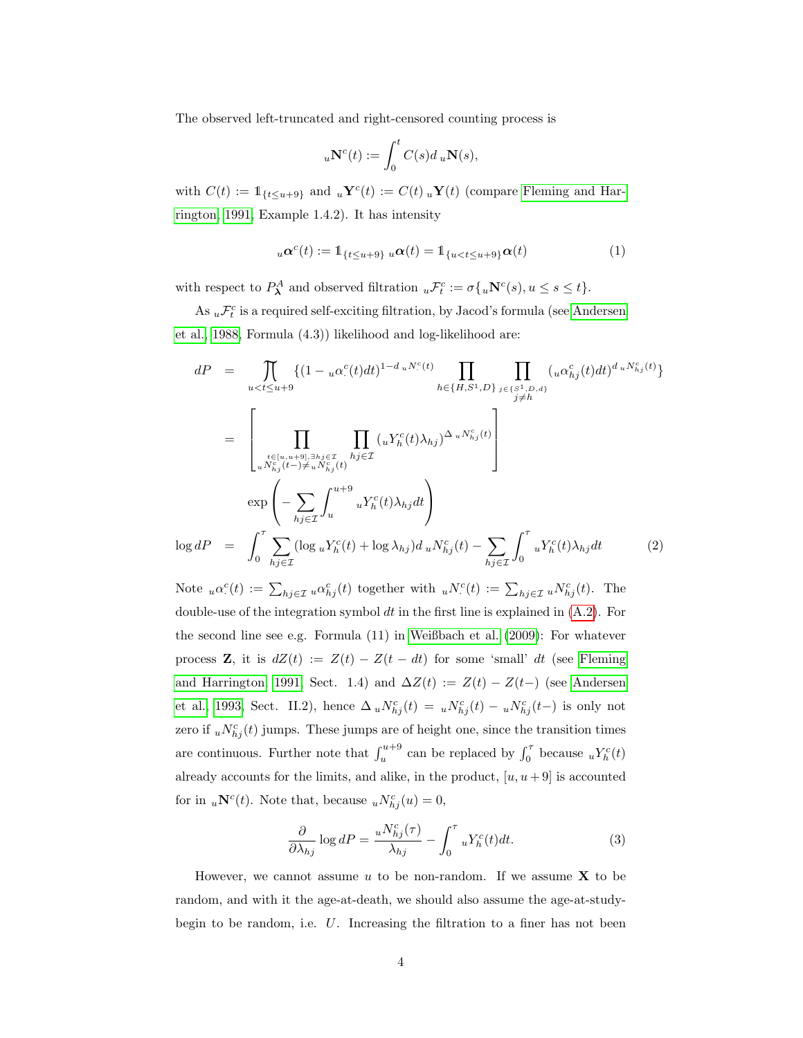The observed left-truncated and right-censored counting process is

$$
{}_u\mathbf{N}^c(t) := \int_0^t C(s) d\, {}_u\mathbf{N}(s),
$$

with $C(t) := \mathbb{1}_{\{t \leq u+9\}}$ and ${}_u\mathbf{Y}^c(t) := C(t)\, {}_u\mathbf{Y}(t)$ (compare Fleming and Harrington, 1991, Example 1.4.2). It has intensity

$$
{}_u\boldsymbol{\alpha}^c(t) := \mathbb{1}_{\{t \leq u+9\}}\, {}_u\boldsymbol{\alpha}(t) = \mathbb{1}_{\{u < t \leq u+9\}} \boldsymbol{\alpha}(t) \tag{1}
$$

with respect to $P^A_{\boldsymbol{\lambda}}$ and observed filtration ${}_u\mathcal{F}^c_t := \sigma\{{}_u\mathbf{N}^c(s), u \leq s \leq t\}$.

As ${}_u\mathcal{F}^c_t$ is a required self-exciting filtration, by Jacod's formula (see Andersen et al., 1988, Formula (4.3)) likelihood and log-likelihood are:

$$
\begin{aligned}
dP &= \prod_{u < t \leq u+9} \{(1 - {}_u\alpha^c_{\cdot}(t)dt)^{1 - d\, {}_uN^c_{\cdot}(t)} \prod_{h \in \{H, S^1, D\}} \prod_{\substack{j \in \{S^1, D, d\} \\ j \neq h}} ({}_u\alpha^c_{hj}(t)dt)^{d\, {}_uN^c_{hj}(t)}\} \\
&= \left[ \prod_{\substack{t \in [u, u+9], \exists hj \in \mathcal{I} \\ {}_uN^c_{hj}(t-) \neq {}_uN^c_{hj}(t)}} \prod_{hj \in \mathcal{I}} ({}_uY^c_h(t)\lambda_{hj})^{\Delta\, {}_uN^c_{hj}(t)} \right] \\
&\quad \exp\left( - \sum_{hj \in \mathcal{I}} \int_u^{u+9} {}_uY^c_h(t) \lambda_{hj} dt \right) \\
\log dP &= \int_0^\tau \sum_{hj \in \mathcal{I}} (\log {}_uY^c_h(t) + \log \lambda_{hj}) d\, {}_uN^c_{hj}(t) - \sum_{hj \in \mathcal{I}} \int_0^\tau {}_uY^c_h(t) \lambda_{hj} dt
\end{aligned} \tag{2}
$$

Note ${}_u\alpha^c_{\cdot}(t) := \sum_{hj \in \mathcal{I}} {}_u\alpha^c_{hj}(t)$ together with ${}_uN^c_{\cdot}(t) := \sum_{hj \in \mathcal{I}} {}_uN^c_{hj}(t)$. The double-use of the integration symbol $dt$ in the first line is explained in (A.2). For the second line see e.g. Formula (11) in Weißbach et al. (2009): For whatever process $\mathbf{Z}$, it is $dZ(t) := Z(t) - Z(t - dt)$ for some 'small' $dt$ (see Fleming and Harrington, 1991, Sect. 1.4) and $\Delta Z(t) := Z(t) - Z(t-)$ (see Andersen et al., 1993, Sect. II.2), hence $\Delta\, {}_uN^c_{hj}(t) = {}_uN^c_{hj}(t) - {}_uN^c_{hj}(t-)$ is only not zero if ${}_uN^c_{hj}(t)$ jumps. These jumps are of height one, since the transition times are continuous. Further note that $\int_u^{u+9}$ can be replaced by $\int_0^\tau$ because ${}_uY^c_h(t)$ already accounts for the limits, and alike, in the product, $[u, u+9]$ is accounted for in ${}_u\mathbf{N}^c(t)$. Note that, because ${}_uN^c_{hj}(u) = 0$,

$$
\frac{\partial}{\partial \lambda_{hj}} \log dP = \frac{{}_uN^c_{hj}(\tau)}{\lambda_{hj}} - \int_0^\tau {}_uY^c_h(t) dt. \tag{3}
$$

However, we cannot assume $u$ to be non-random. If we assume $\mathbf{X}$ to be random, and with it the age-at-death, we should also assume the age-at-study-begin to be random, i.e. $U$. Increasing the filtration to a finer has not been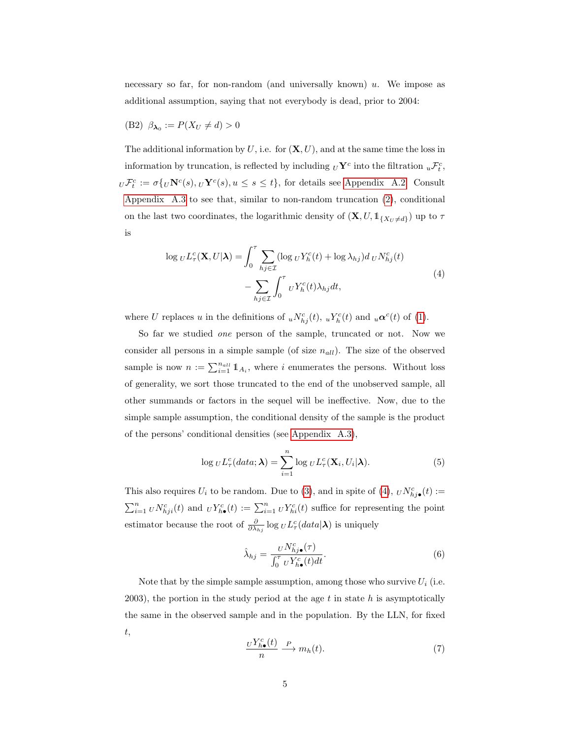necessary so far, for non-random (and universally known) $u$. We impose as additional assumption, saying that not everybody is dead, prior to 2004:

(B2) $\beta_{\boldsymbol{\lambda}_0} := P(X_U \neq d) > 0$

The additional information by $U$, i.e. for $(\mathbf{X}, U)$, and at the same time the loss in information by truncation, is reflected by including ${}_U\mathbf{Y}^c$ into the filtration ${}_u\mathcal{F}_t^c$, ${}_U\mathcal{F}_t^c := \sigma\{{}_U\mathbf{N}^c(s), {}_U\mathbf{Y}^c(s), u \leq s \leq t\}$, for details see Appendix A.2. Consult Appendix A.3 to see that, similar to non-random truncation (2), conditional on the last two coordinates, the logarithmic density of $(\mathbf{X}, U, \mathbb{1}_{\{X_U \neq d\}})$ up to $\tau$ is

$$
\begin{aligned}
\log {}_U L_\tau^c(\mathbf{X}, U|\boldsymbol{\lambda}) = &\int_0^\tau \sum_{hj \in \mathcal{I}} (\log {}_U Y_h^c(t) + \log \lambda_{hj}) d\, {}_U N_{hj}^c(t) \\
&- \sum_{hj \in \mathcal{I}} \int_0^\tau {}_U Y_h^c(t) \lambda_{hj} dt,
\end{aligned}
\tag{4}
$$

where $U$ replaces $u$ in the definitions of ${}_u N_{hj}^c(t)$, ${}_u Y_h^c(t)$ and ${}_u\boldsymbol{\alpha}^c(t)$ of (1).

So far we studied *one* person of the sample, truncated or not. Now we consider all persons in a simple sample (of size $n_{all}$). The size of the observed sample is now $n := \sum_{i=1}^{n_{all}} \mathbb{1}_{A_i}$, where $i$ enumerates the persons. Without loss of generality, we sort those truncated to the end of the unobserved sample, all other summands or factors in the sequel will be ineffective. Now, due to the simple sample assumption, the conditional density of the sample is the product of the persons' conditional densities (see Appendix A.3),

$$
\log {}_U L_\tau^c(data; \boldsymbol{\lambda}) = \sum_{i=1}^n \log {}_U L_\tau^c(\mathbf{X}_i, U_i|\boldsymbol{\lambda}). \tag{5}
$$

This also requires $U_i$ to be random. Due to (3), and in spite of (4), ${}_U N_{hj\bullet}^c(t) := \sum_{i=1}^n {}_U N_{hji}^c(t)$ and ${}_U Y_{h\bullet}^c(t) := \sum_{i=1}^n {}_U Y_{hi}^c(t)$ suffice for representing the point estimator because the root of $\frac{\partial}{\partial \lambda_{hj}} \log {}_U L_\tau^c(data|\boldsymbol{\lambda})$ is uniquely

$$
\hat{\lambda}_{hj} = \frac{{}_U N_{hj\bullet}^c(\tau)}{\int_0^\tau {}_U Y_{h\bullet}^c(t) dt}. \tag{6}
$$

Note that by the simple sample assumption, among those who survive $U_i$ (i.e. 2003), the portion in the study period at the age $t$ in state $h$ is asymptotically the same in the observed sample and in the population. By the LLN, for fixed $t$,

$$
\frac{{}_U Y_{h\bullet}^c(t)}{n} \xrightarrow{P} m_h(t). \tag{7}
$$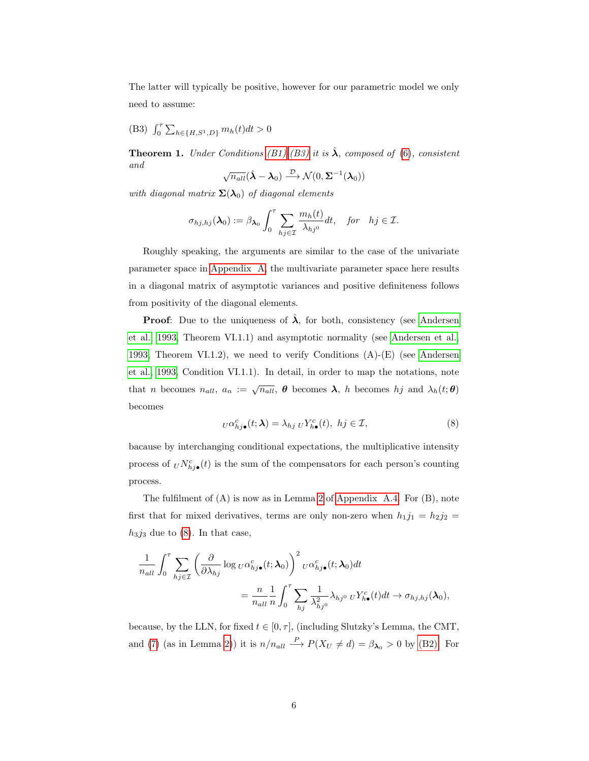The latter will typically be positive, however for our parametric model we only need to assume:

(B3) $\int_0^\tau \sum_{h\in\{H,S^1,D\}} m_h(t)dt > 0$

**Theorem 1.** *Under Conditions (B1)-(B3) it is $\hat{\boldsymbol{\lambda}}$, composed of (6), consistent and*

$$\sqrt{n_{all}}(\hat{\boldsymbol{\lambda}} - \boldsymbol{\lambda}_0) \xrightarrow{\mathcal{D}} \mathcal{N}(0, \boldsymbol{\Sigma}^{-1}(\boldsymbol{\lambda}_0))$$

*with diagonal matrix $\boldsymbol{\Sigma}(\boldsymbol{\lambda}_0)$ of diagonal elements*

$$\sigma_{hj,hj}(\boldsymbol{\lambda}_0) := \beta_{\boldsymbol{\lambda}_0} \int_0^\tau \sum_{hj\in\mathcal{I}} \frac{m_h(t)}{\lambda_{hj^0}} dt, \quad \textit{for} \quad hj \in \mathcal{I}.$$

Roughly speaking, the arguments are similar to the case of the univariate parameter space in Appendix A, the multivariate parameter space here results in a diagonal matrix of asymptotic variances and positive definiteness follows from positivity of the diagonal elements.

**Proof**: Due to the uniqueness of $\hat{\boldsymbol{\lambda}}$, for both, consistency (see Andersen et al. 1993, Theorem VI.1.1) and asymptotic normality (see Andersen et al. 1993, Theorem VI.1.2), we need to verify Conditions (A)-(E) (see Andersen et al. 1993, Condition VI.1.1). In detail, in order to map the notations, note that $n$ becomes $n_{all}$, $a_n := \sqrt{n_{all}}$, $\boldsymbol{\theta}$ becomes $\boldsymbol{\lambda}$, $h$ becomes $hj$ and $\lambda_h(t;\boldsymbol{\theta})$ becomes

$$_U\alpha^c_{hj\bullet}(t;\boldsymbol{\lambda}) = \lambda_{hj}\, {}_UY^c_{h\bullet}(t),\ hj \in \mathcal{I}, \tag{8}$$

bacause by interchanging conditional expectations, the multiplicative intensity process of $_UN^c_{hj\bullet}(t)$ is the sum of the compensators for each person's counting process.

The fulfilment of (A) is now as in Lemma 2 of Appendix A.4. For (B), note first that for mixed derivatives, terms are only non-zero when $h_1j_1 = h_2j_2 = h_3j_3$ due to (8). In that case,

$$\frac{1}{n_{all}} \int_0^\tau \sum_{hj\in\mathcal{I}} \left( \frac{\partial}{\partial\lambda_{hj}} \log {}_U\alpha^c_{hj\bullet}(t;\boldsymbol{\lambda}_0) \right)^2 {}_U\alpha^c_{hj\bullet}(t;\boldsymbol{\lambda}_0)dt$$
$$= \frac{n}{n_{all}} \frac{1}{n} \int_0^\tau \sum_{hj} \frac{1}{\lambda^2_{hj^0}} \lambda_{hj^0}\, {}_UY^c_{h\bullet}(t)dt \to \sigma_{hj,hj}(\boldsymbol{\lambda}_0),$$

because, by the LLN, for fixed $t \in [0,\tau]$, (including Slutzky's Lemma, the CMT, and (7) (as in Lemma 2)) it is $n/n_{all} \xrightarrow{P} P(X_U \neq d) = \beta_{\boldsymbol{\lambda}_0} > 0$ by (B2). For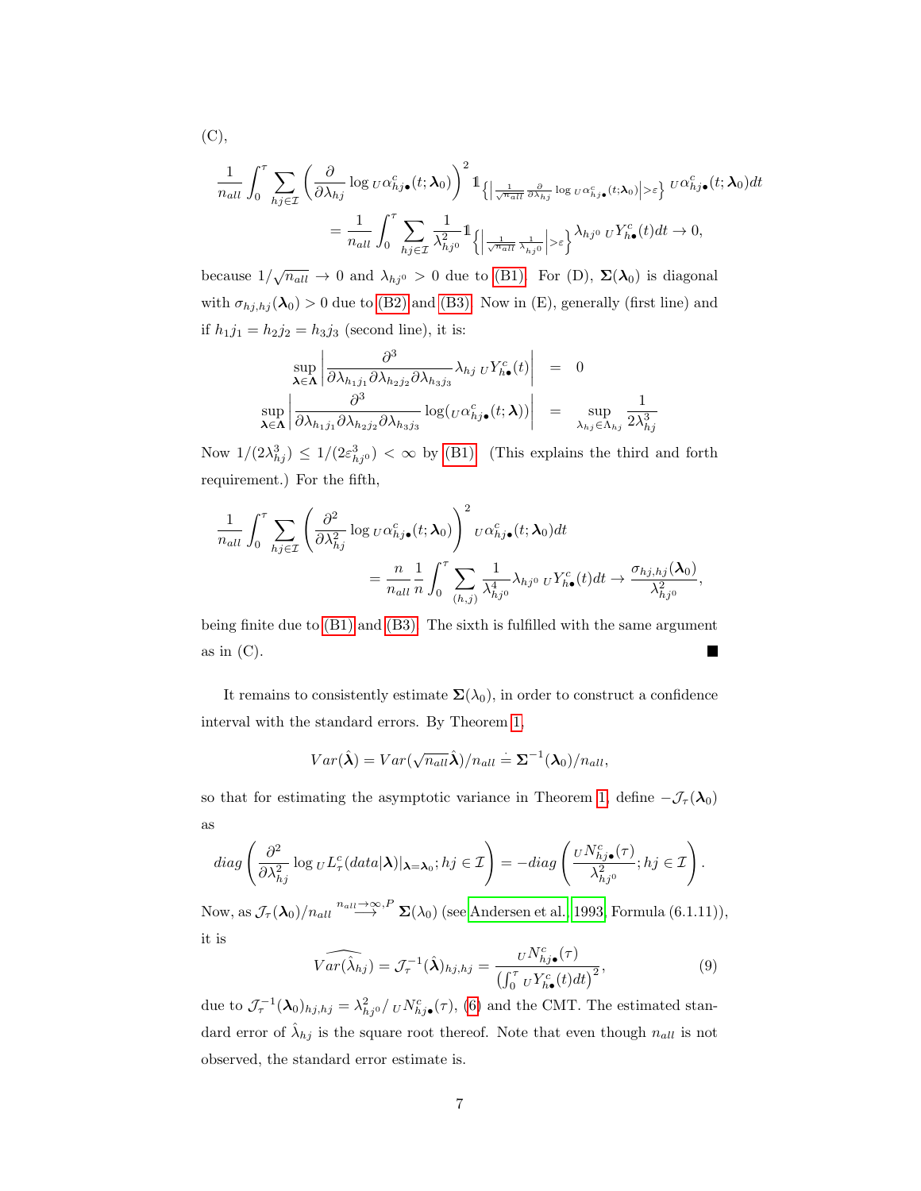(C),

$$\frac{1}{n_{all}} \int_0^\tau \sum_{hj \in \mathcal{I}} \left( \frac{\partial}{\partial \lambda_{hj}} \log {}_U\alpha^c_{hj\bullet}(t; \boldsymbol{\lambda}_0) \right)^2 \mathbb{1}_{\left\{ \left| \frac{1}{\sqrt{n_{all}}} \frac{\partial}{\partial \lambda_{hj}} \log {}_U\alpha^c_{hj\bullet}(t;\boldsymbol{\lambda}_0) \right| > \varepsilon \right\}} {}_U\alpha^c_{hj\bullet}(t; \boldsymbol{\lambda}_0) dt$$

$$= \frac{1}{n_{all}} \int_0^\tau \sum_{hj \in \mathcal{I}} \frac{1}{\lambda^2_{hj^0}} \mathbb{1}_{\left\{ \left| \frac{1}{\sqrt{n_{all}}} \frac{1}{\lambda_{hj^0}} \right| > \varepsilon \right\}} \lambda_{hj^0} \, {}_UY^c_{h\bullet}(t) dt \to 0,$$

because $1/\sqrt{n_{all}} \to 0$ and $\lambda_{hj^0} > 0$ due to (B1). For (D), $\boldsymbol{\Sigma}(\boldsymbol{\lambda}_0)$ is diagonal with $\sigma_{hj,hj}(\boldsymbol{\lambda}_0) > 0$ due to (B2) and (B3). Now in (E), generally (first line) and if $h_1j_1 = h_2j_2 = h_3j_3$ (second line), it is:

$$\begin{aligned}
\sup_{\boldsymbol{\lambda} \in \boldsymbol{\Lambda}} \left| \frac{\partial^3}{\partial \lambda_{h_1j_1} \partial \lambda_{h_2j_2} \partial \lambda_{h_3j_3}} \lambda_{hj} \, {}_UY^c_{h\bullet}(t) \right| &= 0 \\
\sup_{\boldsymbol{\lambda} \in \boldsymbol{\Lambda}} \left| \frac{\partial^3}{\partial \lambda_{h_1j_1} \partial \lambda_{h_2j_2} \partial \lambda_{h_3j_3}} \log({}_U\alpha^c_{hj\bullet}(t; \boldsymbol{\lambda})) \right| &= \sup_{\lambda_{hj} \in \Lambda_{hj}} \frac{1}{2\lambda^3_{hj}}
\end{aligned}$$

Now $1/(2\lambda^3_{hj}) \leq 1/(2\varepsilon^3_{hj^0}) < \infty$ by (B1). (This explains the third and forth requirement.) For the fifth,

$$\frac{1}{n_{all}} \int_0^\tau \sum_{hj \in \mathcal{I}} \left( \frac{\partial^2}{\partial \lambda^2_{hj}} \log {}_U\alpha^c_{hj\bullet}(t; \boldsymbol{\lambda}_0) \right)^2 {}_U\alpha^c_{hj\bullet}(t; \boldsymbol{\lambda}_0) dt$$

$$= \frac{n}{n_{all}} \frac{1}{n} \int_0^\tau \sum_{(h,j)} \frac{1}{\lambda^4_{hj^0}} \lambda_{hj^0} \, {}_UY^c_{h\bullet}(t) dt \to \frac{\sigma_{hj,hj}(\boldsymbol{\lambda}_0)}{\lambda^2_{hj^0}},$$

being finite due to (B1) and (B3). The sixth is fulfilled with the same argument as in (C). ■

It remains to consistently estimate $\boldsymbol{\Sigma}(\lambda_0)$, in order to construct a confidence interval with the standard errors. By Theorem 1,

$$Var(\hat{\boldsymbol{\lambda}}) = Var(\sqrt{n_{all}}\hat{\boldsymbol{\lambda}})/n_{all} \doteq \boldsymbol{\Sigma}^{-1}(\boldsymbol{\lambda}_0)/n_{all},$$

so that for estimating the asymptotic variance in Theorem 1, define $-\mathcal{J}_\tau(\boldsymbol{\lambda}_0)$ as

$$diag\left( \frac{\partial^2}{\partial \lambda^2_{hj}} \log {}_UL^c_\tau(data|\boldsymbol{\lambda})|_{\boldsymbol{\lambda}=\boldsymbol{\lambda}_0}; hj \in \mathcal{I} \right) = -diag\left( \frac{{}_UN^c_{hj\bullet}(\tau)}{\lambda^2_{hj^0}}; hj \in \mathcal{I} \right).$$

Now, as $\mathcal{J}_\tau(\boldsymbol{\lambda}_0)/n_{all} \overset{n_{all}\to\infty, P}{\longrightarrow} \boldsymbol{\Sigma}(\lambda_0)$ (see Andersen et al. 1993, Formula (6.1.11)), it is

$$\widehat{Var(\hat{\lambda}_{hj})} = \mathcal{J}^{-1}_\tau(\hat{\boldsymbol{\lambda}})_{hj,hj} = \frac{{}_UN^c_{hj\bullet}(\tau)}{\left( \int_0^\tau {}_UY^c_{h\bullet}(t) dt \right)^2}, \tag{9}$$

due to $\mathcal{J}^{-1}_\tau(\boldsymbol{\lambda}_0)_{hj,hj} = \lambda^2_{hj^0} / {}_UN^c_{hj\bullet}(\tau)$, (6) and the CMT. The estimated standard error of $\hat{\lambda}_{hj}$ is the square root thereof. Note that even though $n_{all}$ is not observed, the standard error estimate is.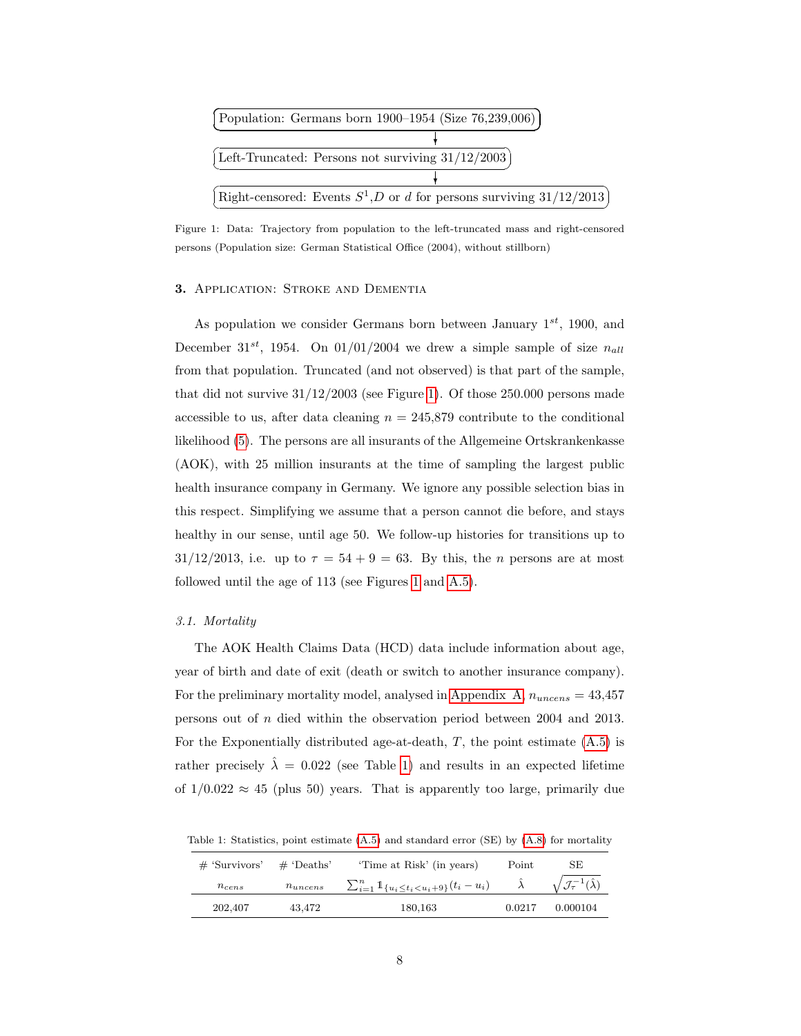Population: Germans born 1900–1954 (Size 76,239,006)

↓

Left-Truncated: Persons not surviving 31/12/2003

↓

Right-censored: Events $S^1$,$D$ or $d$ for persons surviving 31/12/2013

Figure 1: Data: Trajectory from population to the left-truncated mass and right-censored persons (Population size: German Statistical Office (2004), without stillborn)

## 3. Application: Stroke and Dementia

As population we consider Germans born between January 1[st], 1900, and December 31[st], 1954. On 01/01/2004 we drew a simple sample of size $n_{all}$ from that population. Truncated (and not observed) is that part of the sample, that did not survive 31/12/2003 (see Figure 1). Of those 250.000 persons made accessible to us, after data cleaning $n = 245{,}879$ contribute to the conditional likelihood (5). The persons are all insurants of the Allgemeine Ortskrankenkasse (AOK), with 25 million insurants at the time of sampling the largest public health insurance company in Germany. We ignore any possible selection bias in this respect. Simplifying we assume that a person cannot die before, and stays healthy in our sense, until age 50. We follow-up histories for transitions up to 31/12/2013, i.e. up to $\tau = 54 + 9 = 63$. By this, the $n$ persons are at most followed until the age of 113 (see Figures 1 and A.5).

### 3.1. Mortality

The AOK Health Claims Data (HCD) data include information about age, year of birth and date of exit (death or switch to another insurance company). For the preliminary mortality model, analysed in Appendix A, $n_{uncens} = 43{,}457$ persons out of $n$ died within the observation period between 2004 and 2013. For the Exponentially distributed age-at-death, $T$, the point estimate (A.5) is rather precisely $\hat{\lambda} = 0.022$ (see Table 1) and results in an expected lifetime of $1/0.022 \approx 45$ (plus 50) years. That is apparently too large, primarily due

Table 1: Statistics, point estimate (A.5) and standard error (SE) by (A.8) for mortality

| # 'Survivors' | # 'Deaths' | 'Time at Risk' (in years) | Point | SE |
|---|---|---|---|---|
| $n_{cens}$ | $n_{uncens}$ | $\sum_{i=1}^{n} \mathbb{1}_{\{u_i \leq t_i < u_i+9\}}(t_i - u_i)$ | $\hat{\lambda}$ | $\sqrt{\mathcal{J}_{\tau}^{-1}(\hat{\lambda})}$ |
| 202,407 | 43,472 | 180,163 | 0.0217 | 0.000104 |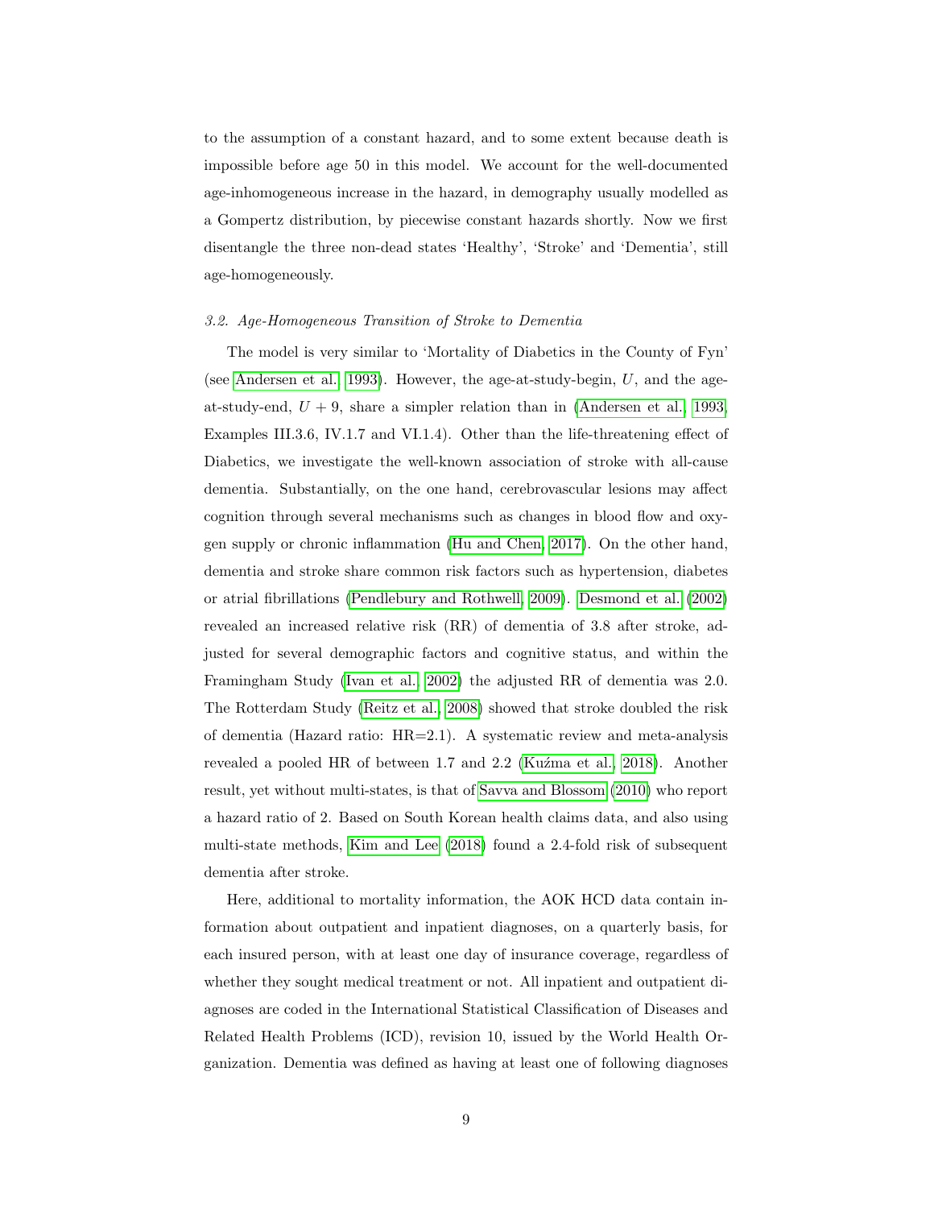to the assumption of a constant hazard, and to some extent because death is impossible before age 50 in this model. We account for the well-documented age-inhomogeneous increase in the hazard, in demography usually modelled as a Gompertz distribution, by piecewise constant hazards shortly. Now we first disentangle the three non-dead states 'Healthy', 'Stroke' and 'Dementia', still age-homogeneously.

### *3.2. Age-Homogeneous Transition of Stroke to Dementia*

The model is very similar to 'Mortality of Diabetics in the County of Fyn' (see Andersen et al., 1993). However, the age-at-study-begin, $U$, and the age-at-study-end, $U + 9$, share a simpler relation than in (Andersen et al., 1993, Examples III.3.6, IV.1.7 and VI.1.4). Other than the life-threatening effect of Diabetics, we investigate the well-known association of stroke with all-cause dementia. Substantially, on the one hand, cerebrovascular lesions may affect cognition through several mechanisms such as changes in blood flow and oxygen supply or chronic inflammation (Hu and Chen, 2017). On the other hand, dementia and stroke share common risk factors such as hypertension, diabetes or atrial fibrillations (Pendlebury and Rothwell, 2009). Desmond et al. (2002) revealed an increased relative risk (RR) of dementia of 3.8 after stroke, adjusted for several demographic factors and cognitive status, and within the Framingham Study (Ivan et al., 2002) the adjusted RR of dementia was 2.0. The Rotterdam Study (Reitz et al., 2008) showed that stroke doubled the risk of dementia (Hazard ratio: HR=2.1). A systematic review and meta-analysis revealed a pooled HR of between 1.7 and 2.2 (Kuźma et al., 2018). Another result, yet without multi-states, is that of Savva and Blossom (2010) who report a hazard ratio of 2. Based on South Korean health claims data, and also using multi-state methods, Kim and Lee (2018) found a 2.4-fold risk of subsequent dementia after stroke.

Here, additional to mortality information, the AOK HCD data contain information about outpatient and inpatient diagnoses, on a quarterly basis, for each insured person, with at least one day of insurance coverage, regardless of whether they sought medical treatment or not. All inpatient and outpatient diagnoses are coded in the International Statistical Classification of Diseases and Related Health Problems (ICD), revision 10, issued by the World Health Organization. Dementia was defined as having at least one of following diagnoses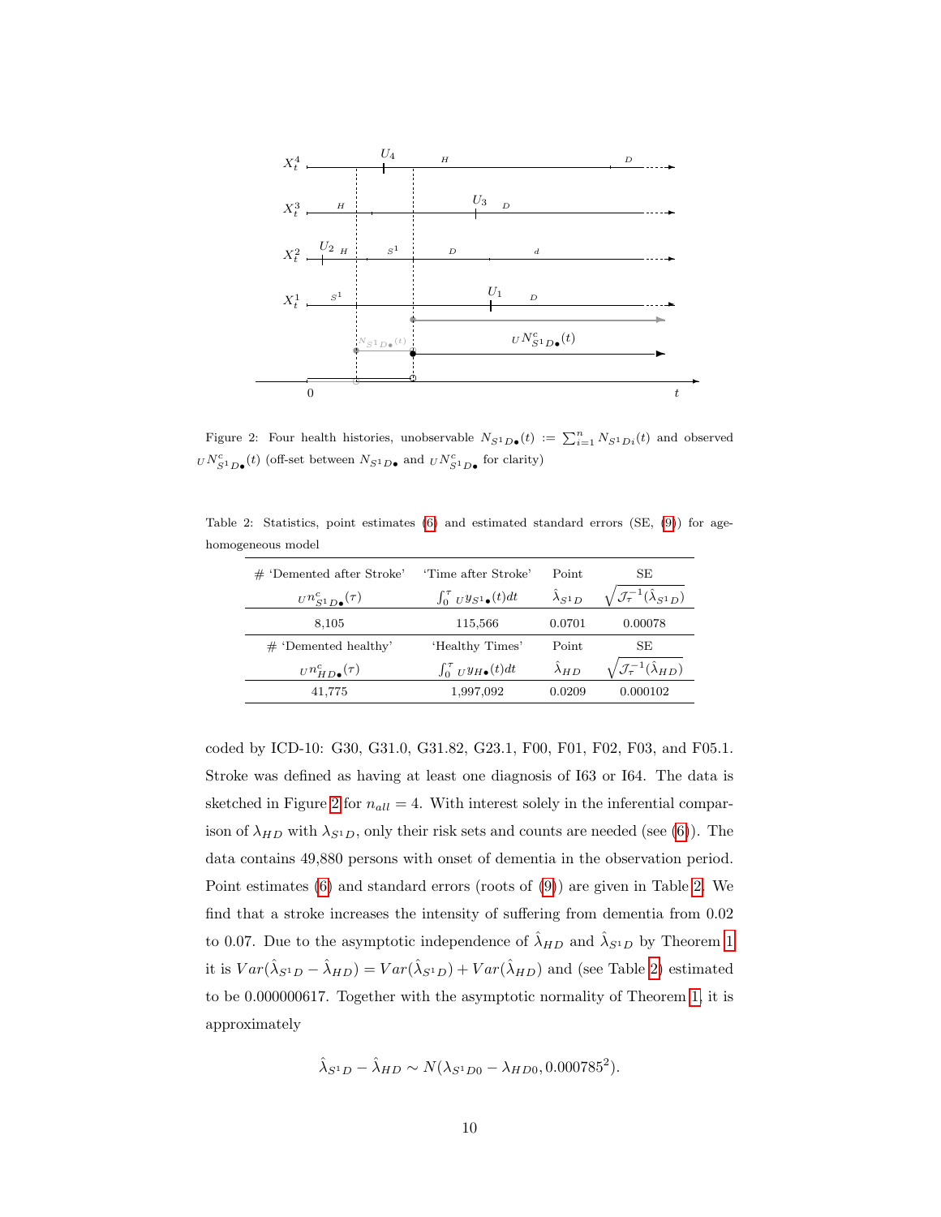Figure 2: Four health histories, unobservable $N_{S^1D\bullet}(t) := \sum_{i=1}^n N_{S^1D_i}(t)$ and observed ${}_U N^c_{S^1D\bullet}(t)$ (off-set between $N_{S^1D\bullet}$ and ${}_U N^c_{S^1D\bullet}$ for clarity)

Table 2: Statistics, point estimates (6) and estimated standard errors (SE, (9)) for age-homogeneous model

| # 'Demented after Stroke' ${}_U n^c_{S^1D\bullet}(\tau)$ | 'Time after Stroke' $\int_0^\tau {}_U y_{S^1\bullet}(t)dt$ | Point $\hat{\lambda}_{S^1D}$ | SE $\sqrt{\mathcal{J}_\tau^{-1}(\hat{\lambda}_{S^1D})}$ |
|---|---|---|---|
| 8,105 | 115,566 | 0.0701 | 0.00078 |
| **# 'Demented healthy' ${}_U n^c_{HD\bullet}(\tau)$** | **'Healthy Times' $\int_0^\tau {}_U y_{H\bullet}(t)dt$** | **Point $\hat{\lambda}_{HD}$** | **SE $\sqrt{\mathcal{J}_\tau^{-1}(\hat{\lambda}_{HD})}$** |
| 41,775 | 1,997,092 | 0.0209 | 0.000102 |

coded by ICD-10: G30, G31.0, G31.82, G23.1, F00, F01, F02, F03, and F05.1. Stroke was defined as having at least one diagnosis of I63 or I64. The data is sketched in Figure 2 for $n_{all} = 4$. With interest solely in the inferential comparison of $\lambda_{HD}$ with $\lambda_{S^1D}$, only their risk sets and counts are needed (see (6)). The data contains 49,880 persons with onset of dementia in the observation period. Point estimates (6) and standard errors (roots of (9)) are given in Table 2. We find that a stroke increases the intensity of suffering from dementia from 0.02 to 0.07. Due to the asymptotic independence of $\hat{\lambda}_{HD}$ and $\hat{\lambda}_{S^1D}$ by Theorem 1 it is $Var(\hat{\lambda}_{S^1D} - \hat{\lambda}_{HD}) = Var(\hat{\lambda}_{S^1D}) + Var(\hat{\lambda}_{HD})$ and (see Table 2) estimated to be 0.000000617. Together with the asymptotic normality of Theorem 1, it is approximately

$$\hat{\lambda}_{S^1D} - \hat{\lambda}_{HD} \sim N(\lambda_{S^1D0} - \lambda_{HD0}, 0.000785^2).$$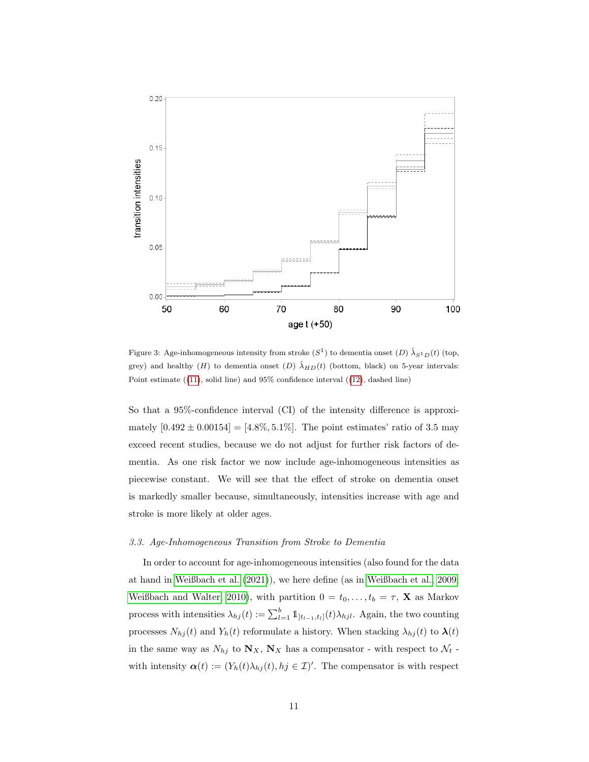Figure 3: Age-inhomogeneous intensity from stroke ($S^1$) to dementia onset ($D$) $\hat{\lambda}_{S^1D}(t)$ (top, grey) and healthy ($H$) to dementia onset ($D$) $\hat{\lambda}_{HD}(t)$ (bottom, black) on 5-year intervals: Point estimate ((11), solid line) and 95% confidence interval ((12), dashed line)

So that a 95%-confidence interval (CI) of the intensity difference is approximately $[0.492 \pm 0.00154] = [4.8\%, 5.1\%]$. The point estimates' ratio of 3.5 may exceed recent studies, because we do not adjust for further risk factors of dementia. As one risk factor we now include age-inhomogeneous intensities as piecewise constant. We will see that the effect of stroke on dementia onset is markedly smaller because, simultaneously, intensities increase with age and stroke is more likely at older ages.

### *3.3. Age-Inhomogeneous Transition from Stroke to Dementia*

In order to account for age-inhomogeneous intensities (also found for the data at hand in Weißbach et al. (2021)), we here define (as in Weißbach et al. 2009; Weißbach and Walter 2010), with partition $0 = t_0, \ldots, t_b = \tau$, $\mathbf{X}$ as Markov process with intensities $\lambda_{hj}(t) := \sum_{l=1}^{b} \mathbb{1}_{]t_{l-1},t_l]}(t)\lambda_{hjl}$. Again, the two counting processes $N_{hj}(t)$ and $Y_h(t)$ reformulate a history. When stacking $\lambda_{hj}(t)$ to $\boldsymbol{\lambda}(t)$ in the same way as $N_{hj}$ to $\mathbf{N}_X$, $\mathbf{N}_X$ has a compensator - with respect to $\mathcal{N}_t$ - with intensity $\boldsymbol{\alpha}(t) := (Y_h(t)\lambda_{hj}(t), hj \in \mathcal{I})'$. The compensator is with respect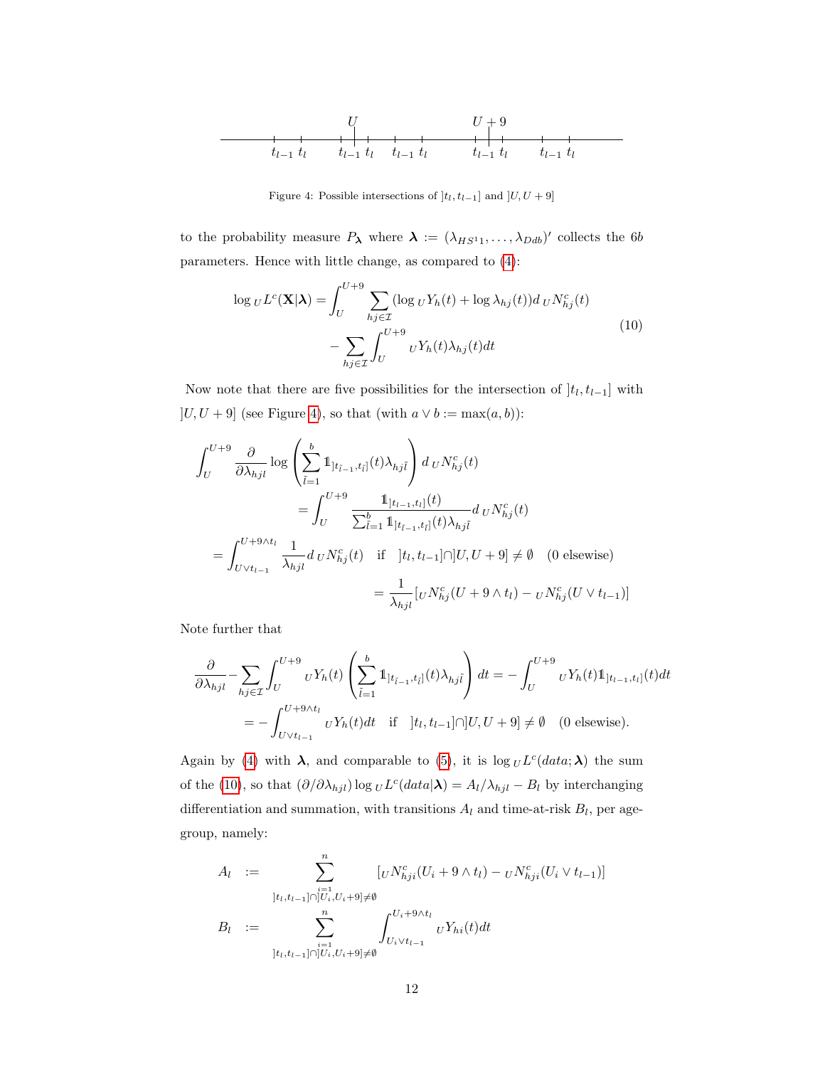Figure 4: Possible intersections of $]t_l, t_{l-1}]$ and $]U, U+9]$

to the probability measure $P_{\boldsymbol{\lambda}}$ where $\boldsymbol{\lambda} := (\lambda_{HS^1 1}, \ldots, \lambda_{Ddb})'$ collects the $6b$ parameters. Hence with little change, as compared to (4):

$$
\begin{aligned}
\log {}_U L^c(\mathbf{X}|\boldsymbol{\lambda}) = \int_U^{U+9} \sum_{hj \in \mathcal{I}} (\log {}_U Y_h(t) + \log \lambda_{hj}(t)) d\, {}_U N^c_{hj}(t) \\
- \sum_{hj \in \mathcal{I}} \int_U^{U+9} {}_U Y_h(t) \lambda_{hj}(t) dt
\end{aligned}
\tag{10}
$$

Now note that there are five possibilities for the intersection of $]t_l, t_{l-1}]$ with $]U, U+9]$ (see Figure 4), so that (with $a \vee b := \max(a, b)$):

$$
\begin{aligned}
\int_U^{U+9} \frac{\partial}{\partial \lambda_{hjl}} \log \left( \sum_{\tilde{l}=1}^{b} \mathbb{1}_{]t_{\tilde{l}-1}, t_{\tilde{l}}]}(t) \lambda_{hj\tilde{l}} \right) d\, {}_U N^c_{hj}(t) \\
= \int_U^{U+9} \frac{\mathbb{1}_{]t_{l-1}, t_l]}(t)}{\sum_{\tilde{l}=1}^{b} \mathbb{1}_{]t_{\tilde{l}-1}, t_{\tilde{l}}]}(t) \lambda_{hj\tilde{l}}} d\, {}_U N^c_{hj}(t) \\
= \int_{U \vee t_{l-1}}^{U+9 \wedge t_l} \frac{1}{\lambda_{hjl}} d\, {}_U N^c_{hj}(t) \quad \text{if} \quad ]t_l, t_{l-1}] \cap ]U, U+9] \neq \emptyset \quad (0 \text{ elsewise}) \\
= \frac{1}{\lambda_{hjl}} [{}_U N^c_{hj}(U+9 \wedge t_l) - {}_U N^c_{hj}(U \vee t_{l-1})]
\end{aligned}
$$

Note further that

$$
\begin{aligned}
\frac{\partial}{\partial \lambda_{hjl}} - \sum_{hj \in \mathcal{I}} \int_U^{U+9} {}_U Y_h(t) \left( \sum_{\tilde{l}=1}^{b} \mathbb{1}_{]t_{\tilde{l}-1}, t_{\tilde{l}}]}(t) \lambda_{hj\tilde{l}} \right) dt = - \int_U^{U+9} {}_U Y_h(t) \mathbb{1}_{]t_{l-1}, t_l]}(t) dt \\
= - \int_{U \vee t_{l-1}}^{U+9 \wedge t_l} {}_U Y_h(t) dt \quad \text{if} \quad ]t_l, t_{l-1}] \cap ]U, U+9] \neq \emptyset \quad (0 \text{ elsewise}).
\end{aligned}
$$

Again by (4) with $\boldsymbol{\lambda}$, and comparable to (5), it is $\log {}_U L^c(data; \boldsymbol{\lambda})$ the sum of the (10), so that $(\partial / \partial \lambda_{hjl}) \log {}_U L^c(data|\boldsymbol{\lambda}) = A_l / \lambda_{hjl} - B_l$ by interchanging differentiation and summation, with transitions $A_l$ and time-at-risk $B_l$, per age-group, namely:

$$
\begin{aligned}
A_l &:= \sum_{\substack{i=1 \\ ]t_l, t_{l-1}] \cap ]U_i, U_i+9] \neq \emptyset}}^{n} [{}_U N^c_{hji}(U_i + 9 \wedge t_l) - {}_U N^c_{hji}(U_i \vee t_{l-1})] \\
B_l &:= \sum_{\substack{i=1 \\ ]t_l, t_{l-1}] \cap ]U_i, U_i+9] \neq \emptyset}}^{n} \int_{U_i \vee t_{l-1}}^{U_i + 9 \wedge t_l} {}_U Y_{hi}(t) dt
\end{aligned}
$$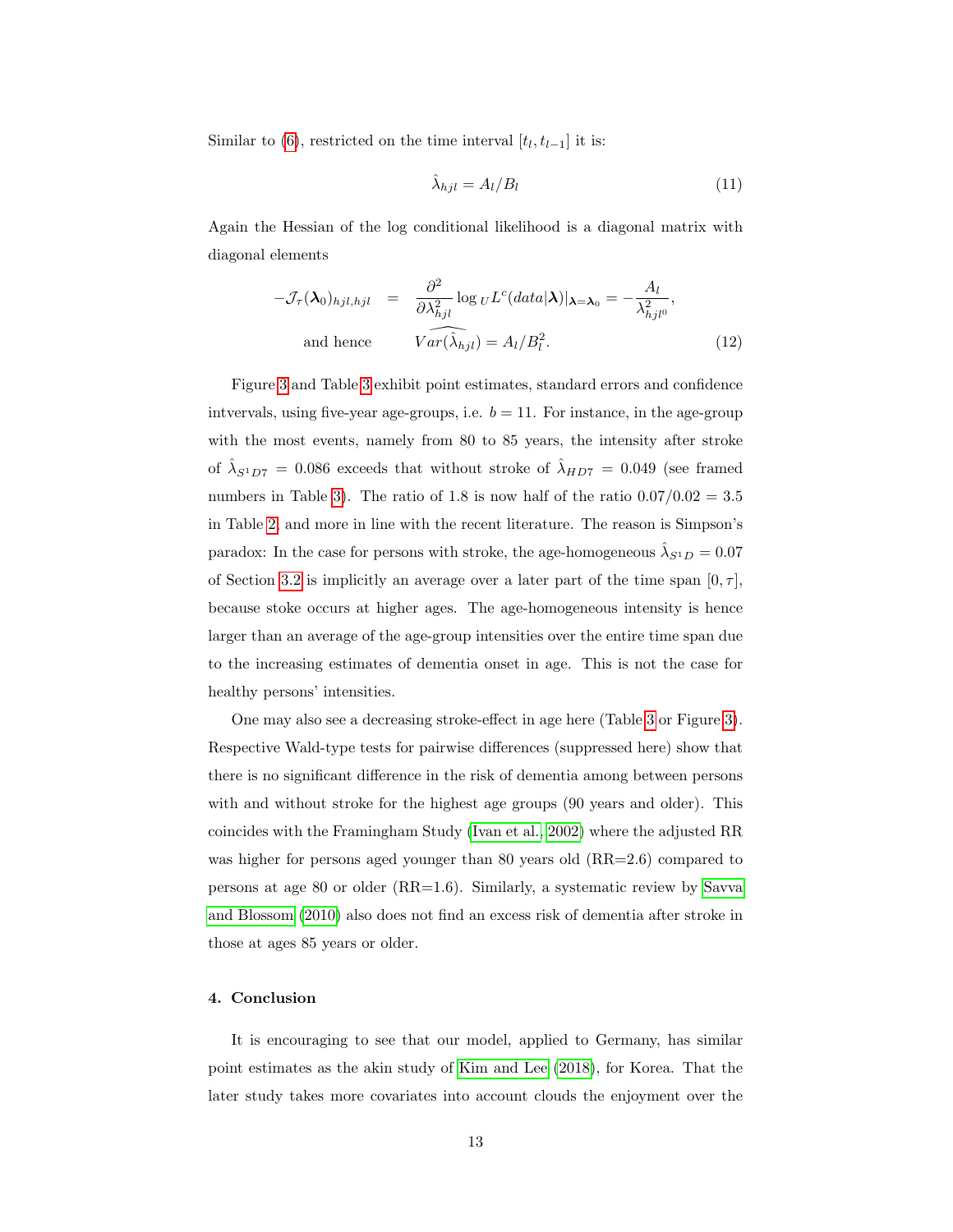Similar to (6), restricted on the time interval $[t_l, t_{l-1}]$ it is:

$$\hat{\lambda}_{hjl} = A_l / B_l \tag{11}$$

Again the Hessian of the log conditional likelihood is a diagonal matrix with diagonal elements

$$\begin{aligned} -\mathcal{J}_\tau(\boldsymbol{\lambda}_0)_{hjl,hjl} &= \frac{\partial^2}{\partial \lambda_{hjl}^2} \log {}_U L^c(data|\boldsymbol{\lambda})|_{\boldsymbol{\lambda}=\boldsymbol{\lambda}_0} = -\frac{A_l}{\lambda_{hjl^0}^2}, \\ \text{and hence} \qquad \widehat{Var(\hat{\lambda}_{hjl})} &= A_l / B_l^2. \end{aligned} \tag{12}$$

Figure 3 and Table 3 exhibit point estimates, standard errors and confidence intvervals, using five-year age-groups, i.e. $b = 11$. For instance, in the age-group with the most events, namely from 80 to 85 years, the intensity after stroke of $\hat{\lambda}_{S^1D7} = 0.086$ exceeds that without stroke of $\hat{\lambda}_{HD7} = 0.049$ (see framed numbers in Table 3). The ratio of 1.8 is now half of the ratio $0.07/0.02 = 3.5$ in Table 2, and more in line with the recent literature. The reason is Simpson's paradox: In the case for persons with stroke, the age-homogeneous $\hat{\lambda}_{S^1D} = 0.07$ of Section 3.2 is implicitly an average over a later part of the time span $[0, \tau]$, because stoke occurs at higher ages. The age-homogeneous intensity is hence larger than an average of the age-group intensities over the entire time span due to the increasing estimates of dementia onset in age. This is not the case for healthy persons' intensities.

One may also see a decreasing stroke-effect in age here (Table 3 or Figure 3). Respective Wald-type tests for pairwise differences (suppressed here) show that there is no significant difference in the risk of dementia among between persons with and without stroke for the highest age groups (90 years and older). This coincides with the Framingham Study (Ivan et al., 2002) where the adjusted RR was higher for persons aged younger than 80 years old (RR=2.6) compared to persons at age 80 or older (RR=1.6). Similarly, a systematic review by Savva and Blossom (2010) also does not find an excess risk of dementia after stroke in those at ages 85 years or older.

## 4. Conclusion

It is encouraging to see that our model, applied to Germany, has similar point estimates as the akin study of Kim and Lee (2018), for Korea. That the later study takes more covariates into account clouds the enjoyment over the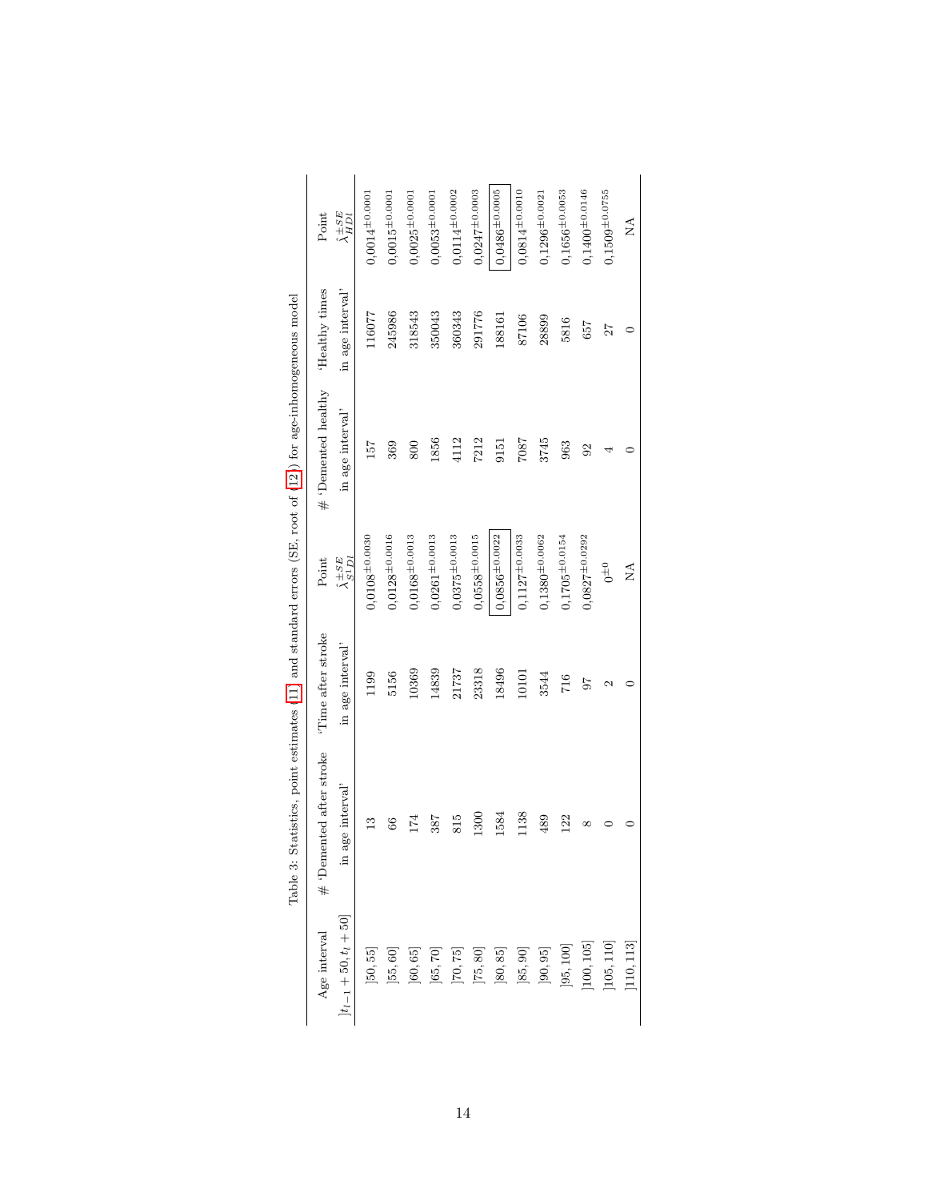Table 3: Statistics, point estimates (11) and standard errors (SE, root of (12)) for age-inhomogeneous model

| Age interval $]t_{l-1}+50, t_l+50]$ | # 'Demented after stroke in age interval' | 'Time after stroke in age interval' | Point $\hat{\lambda}^{\pm SE}_{S^1Dl}$ | # 'Demented healthy in age interval' | 'Healthy times in age interval' | Point $\hat{\lambda}^{\pm SE}_{HDl}$ |
|---|---|---|---|---|---|---|
| ]50, 55] | 13 | 1199 | $0{,}0108^{\pm 0.0030}$ | 157 | 116077 | $0{,}0014^{\pm 0.0001}$ |
| ]55, 60] | 66 | 5156 | $0{,}0128^{\pm 0.0016}$ | 369 | 245986 | $0{,}0015^{\pm 0.0001}$ |
| ]60, 65] | 174 | 10369 | $0{,}0168^{\pm 0.0013}$ | 800 | 318543 | $0{,}0025^{\pm 0.0001}$ |
| ]65, 70] | 387 | 14839 | $0{,}0261^{\pm 0.0013}$ | 1856 | 350043 | $0{,}0053^{\pm 0.0001}$ |
| ]70, 75] | 815 | 21737 | $0{,}0375^{\pm 0.0013}$ | 4112 | 360343 | $0{,}0114^{\pm 0.0002}$ |
| ]75, 80] | 1300 | 23318 | $0{,}0558^{\pm 0.0015}$ | 7212 | 291776 | $0{,}0247^{\pm 0.0003}$ |
| ]80, 85] | 1584 | 18496 | $0{,}0856^{\pm 0.0022}$ | 9151 | 188161 | $0{,}0486^{\pm 0.0005}$ |
| ]85, 90] | 1138 | 10101 | $0{,}1127^{\pm 0.0033}$ | 7087 | 87106 | $0{,}0814^{\pm 0.0010}$ |
| ]90, 95] | 489 | 3544 | $0{,}1380^{\pm 0.0062}$ | 3745 | 28899 | $0{,}1296^{\pm 0.0021}$ |
| ]95, 100] | 122 | 716 | $0{,}1705^{\pm 0.0154}$ | 963 | 5816 | $0{,}1656^{\pm 0.0053}$ |
| ]100, 105] | 8 | 97 | $0{,}0827^{\pm 0.0292}$ | 92 | 657 | $0{,}1400^{\pm 0.0146}$ |
| ]105, 110] | 0 | 2 | $0^{\pm 0}$ | 4 | 27 | $0{,}1509^{\pm 0.0755}$ |
| ]110, 113] | 0 | 0 | NA | 0 | 0 | NA |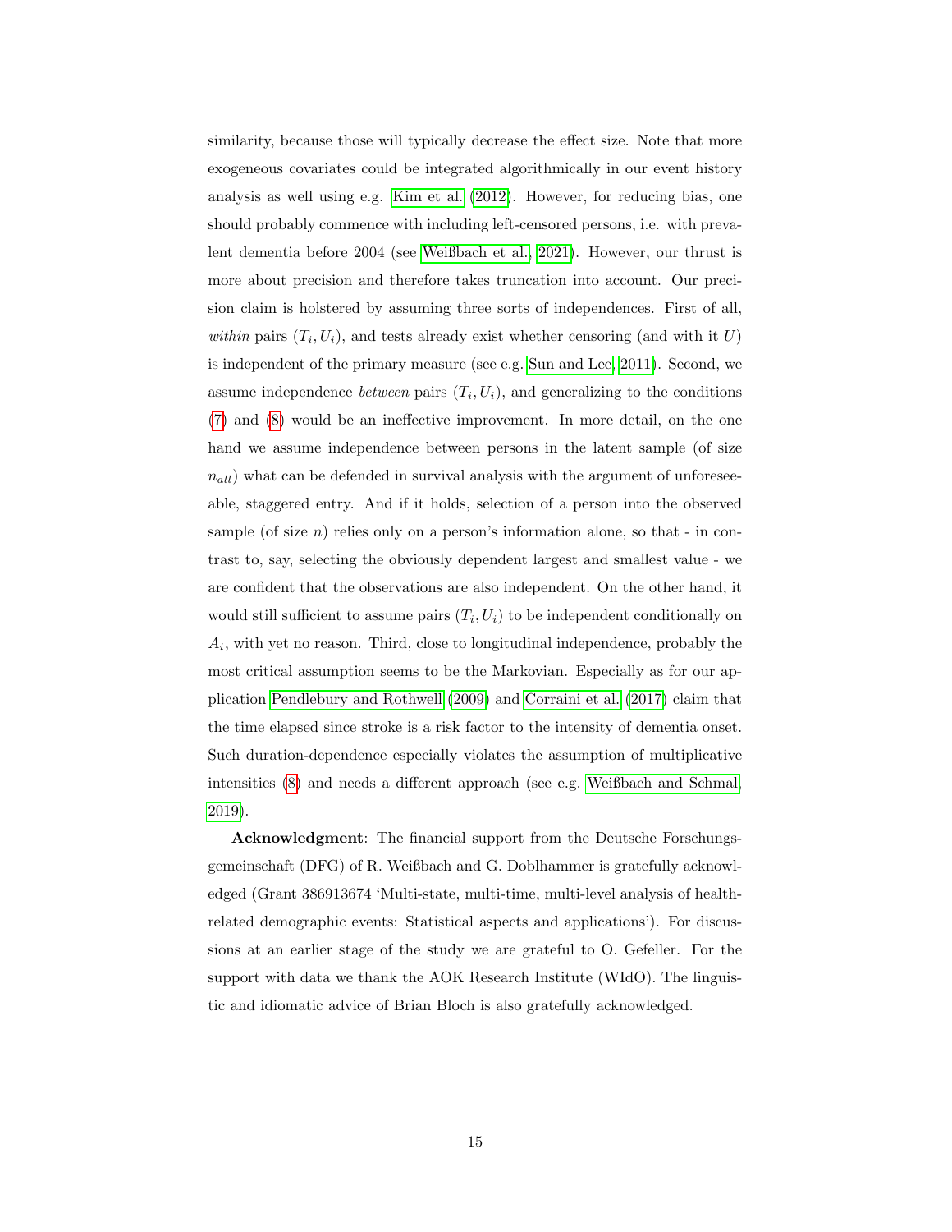similarity, because those will typically decrease the effect size. Note that more exogeneous covariates could be integrated algorithmically in our event history analysis as well using e.g. Kim et al. (2012). However, for reducing bias, one should probably commence with including left-censored persons, i.e. with prevalent dementia before 2004 (see Weißbach et al., 2021). However, our thrust is more about precision and therefore takes truncation into account. Our precision claim is holstered by assuming three sorts of independences. First of all, *within* pairs $(T_i, U_i)$, and tests already exist whether censoring (and with it $U$) is independent of the primary measure (see e.g. Sun and Lee, 2011). Second, we assume independence *between* pairs $(T_i, U_i)$, and generalizing to the conditions (7) and (8) would be an ineffective improvement. In more detail, on the one hand we assume independence between persons in the latent sample (of size $n_{all}$) what can be defended in survival analysis with the argument of unforeseeable, staggered entry. And if it holds, selection of a person into the observed sample (of size $n$) relies only on a person's information alone, so that - in contrast to, say, selecting the obviously dependent largest and smallest value - we are confident that the observations are also independent. On the other hand, it would still sufficient to assume pairs $(T_i, U_i)$ to be independent conditionally on $A_i$, with yet no reason. Third, close to longitudinal independence, probably the most critical assumption seems to be the Markovian. Especially as for our application Pendlebury and Rothwell (2009) and Corraini et al. (2017) claim that the time elapsed since stroke is a risk factor to the intensity of dementia onset. Such duration-dependence especially violates the assumption of multiplicative intensities (8) and needs a different approach (see e.g. Weißbach and Schmal, 2019).

**Acknowledgment**: The financial support from the Deutsche Forschungsgemeinschaft (DFG) of R. Weißbach and G. Doblhammer is gratefully acknowledged (Grant 386913674 'Multi-state, multi-time, multi-level analysis of health-related demographic events: Statistical aspects and applications'). For discussions at an earlier stage of the study we are grateful to O. Gefeller. For the support with data we thank the AOK Research Institute (WIdO). The linguistic and idiomatic advice of Brian Bloch is also gratefully acknowledged.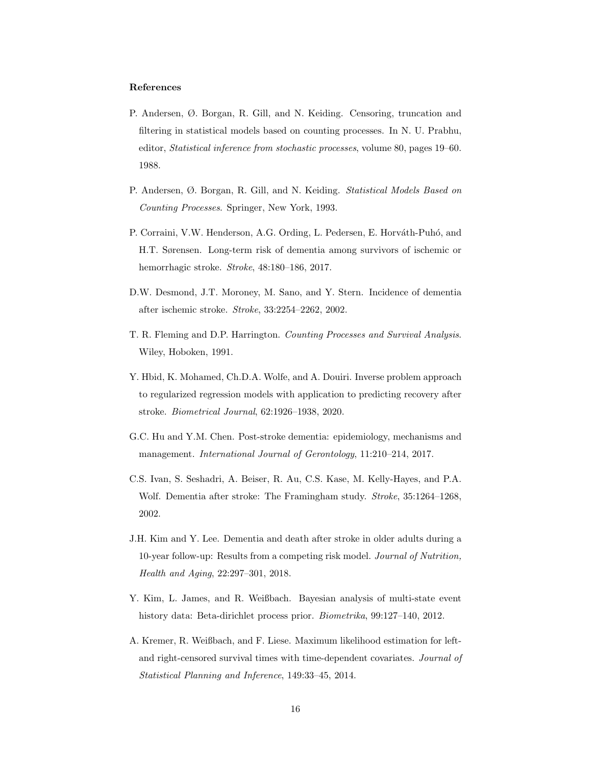**References**

P. Andersen, Ø. Borgan, R. Gill, and N. Keiding. Censoring, truncation and filtering in statistical models based on counting processes. In N. U. Prabhu, editor, *Statistical inference from stochastic processes*, volume 80, pages 19–60. 1988.

P. Andersen, Ø. Borgan, R. Gill, and N. Keiding. *Statistical Models Based on Counting Processes*. Springer, New York, 1993.

P. Corraini, V.W. Henderson, A.G. Ording, L. Pedersen, E. Horváth-Puhó, and H.T. Sørensen. Long-term risk of dementia among survivors of ischemic or hemorrhagic stroke. *Stroke*, 48:180–186, 2017.

D.W. Desmond, J.T. Moroney, M. Sano, and Y. Stern. Incidence of dementia after ischemic stroke. *Stroke*, 33:2254–2262, 2002.

T. R. Fleming and D.P. Harrington. *Counting Processes and Survival Analysis*. Wiley, Hoboken, 1991.

Y. Hbid, K. Mohamed, Ch.D.A. Wolfe, and A. Douiri. Inverse problem approach to regularized regression models with application to predicting recovery after stroke. *Biometrical Journal*, 62:1926–1938, 2020.

G.C. Hu and Y.M. Chen. Post-stroke dementia: epidemiology, mechanisms and management. *International Journal of Gerontology*, 11:210–214, 2017.

C.S. Ivan, S. Seshadri, A. Beiser, R. Au, C.S. Kase, M. Kelly-Hayes, and P.A. Wolf. Dementia after stroke: The Framingham study. *Stroke*, 35:1264–1268, 2002.

J.H. Kim and Y. Lee. Dementia and death after stroke in older adults during a 10-year follow-up: Results from a competing risk model. *Journal of Nutrition, Health and Aging*, 22:297–301, 2018.

Y. Kim, L. James, and R. Weißbach. Bayesian analysis of multi-state event history data: Beta-dirichlet process prior. *Biometrika*, 99:127–140, 2012.

A. Kremer, R. Weißbach, and F. Liese. Maximum likelihood estimation for left- and right-censored survival times with time-dependent covariates. *Journal of Statistical Planning and Inference*, 149:33–45, 2014.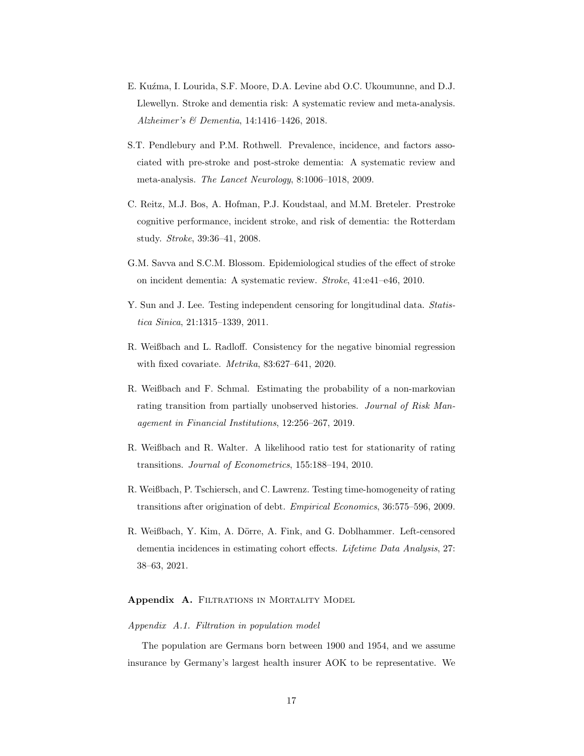E. Kuźma, I. Lourida, S.F. Moore, D.A. Levine abd O.C. Ukoumunne, and D.J. Llewellyn. Stroke and dementia risk: A systematic review and meta-analysis. *Alzheimer's & Dementia*, 14:1416–1426, 2018.

S.T. Pendlebury and P.M. Rothwell. Prevalence, incidence, and factors associated with pre-stroke and post-stroke dementia: A systematic review and meta-analysis. *The Lancet Neurology*, 8:1006–1018, 2009.

C. Reitz, M.J. Bos, A. Hofman, P.J. Koudstaal, and M.M. Breteler. Prestroke cognitive performance, incident stroke, and risk of dementia: the Rotterdam study. *Stroke*, 39:36–41, 2008.

G.M. Savva and S.C.M. Blossom. Epidemiological studies of the effect of stroke on incident dementia: A systematic review. *Stroke*, 41:e41–e46, 2010.

Y. Sun and J. Lee. Testing independent censoring for longitudinal data. *Statistica Sinica*, 21:1315–1339, 2011.

R. Weißbach and L. Radloff. Consistency for the negative binomial regression with fixed covariate. *Metrika*, 83:627–641, 2020.

R. Weißbach and F. Schmal. Estimating the probability of a non-markovian rating transition from partially unobserved histories. *Journal of Risk Management in Financial Institutions*, 12:256–267, 2019.

R. Weißbach and R. Walter. A likelihood ratio test for stationarity of rating transitions. *Journal of Econometrics*, 155:188–194, 2010.

R. Weißbach, P. Tschiersch, and C. Lawrenz. Testing time-homogeneity of rating transitions after origination of debt. *Empirical Economics*, 36:575–596, 2009.

R. Weißbach, Y. Kim, A. Dörre, A. Fink, and G. Doblhammer. Left-censored dementia incidences in estimating cohort effects. *Lifetime Data Analysis*, 27: 38–63, 2021.

## Appendix A. Filtrations in Mortality Model

### Appendix A.1. Filtration in population model

The population are Germans born between 1900 and 1954, and we assume insurance by Germany's largest health insurer AOK to be representative. We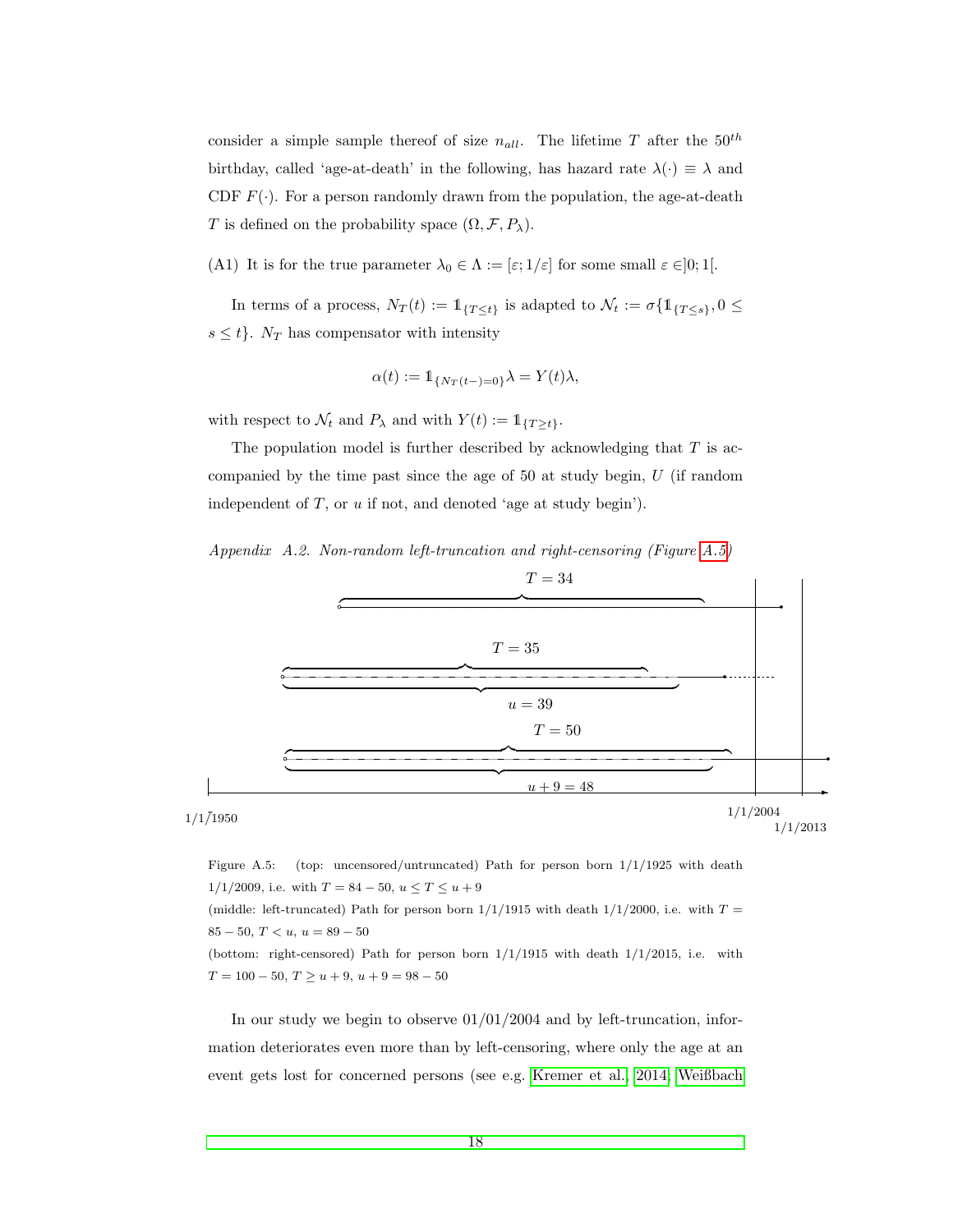consider a simple sample thereof of size $n_{all}$. The lifetime $T$ after the $50^{th}$ birthday, called 'age-at-death' in the following, has hazard rate $\lambda(\cdot) \equiv \lambda$ and CDF $F(\cdot)$. For a person randomly drawn from the population, the age-at-death $T$ is defined on the probability space $(\Omega, \mathcal{F}, P_\lambda)$.

(A1) It is for the true parameter $\lambda_0 \in \Lambda := [\varepsilon; 1/\varepsilon]$ for some small $\varepsilon \in ]0; 1[$.

In terms of a process, $N_T(t) := \mathbb{1}_{\{T \leq t\}}$ is adapted to $\mathcal{N}_t := \sigma\{\mathbb{1}_{\{T \leq s\}}, 0 \leq s \leq t\}$. $N_T$ has compensator with intensity

$$\alpha(t) := \mathbb{1}_{\{N_T(t-)=0\}}\lambda = Y(t)\lambda,$$

with respect to $\mathcal{N}_t$ and $P_\lambda$ and with $Y(t) := \mathbb{1}_{\{T \geq t\}}$.

The population model is further described by acknowledging that $T$ is accompanied by the time past since the age of 50 at study begin, $U$ (if random independent of $T$, or $u$ if not, and denoted 'age at study begin').

*Appendix A.2. Non-random left-truncation and right-censoring (Figure A.5)*

Figure A.5: (top: uncensored/untruncated) Path for person born 1/1/1925 with death 1/1/2009, i.e. with $T = 84 - 50$, $u \leq T \leq u + 9$
(middle: left-truncated) Path for person born 1/1/1915 with death 1/1/2000, i.e. with $T = 85 - 50$, $T < u$, $u = 89 - 50$
(bottom: right-censored) Path for person born 1/1/1915 with death 1/1/2015, i.e. with $T = 100 - 50$, $T \geq u + 9$, $u + 9 = 98 - 50$

In our study we begin to observe 01/01/2004 and by left-truncation, information deteriorates even more than by left-censoring, where only the age at an event gets lost for concerned persons (see e.g. Kremer et al., 2014; Weißbach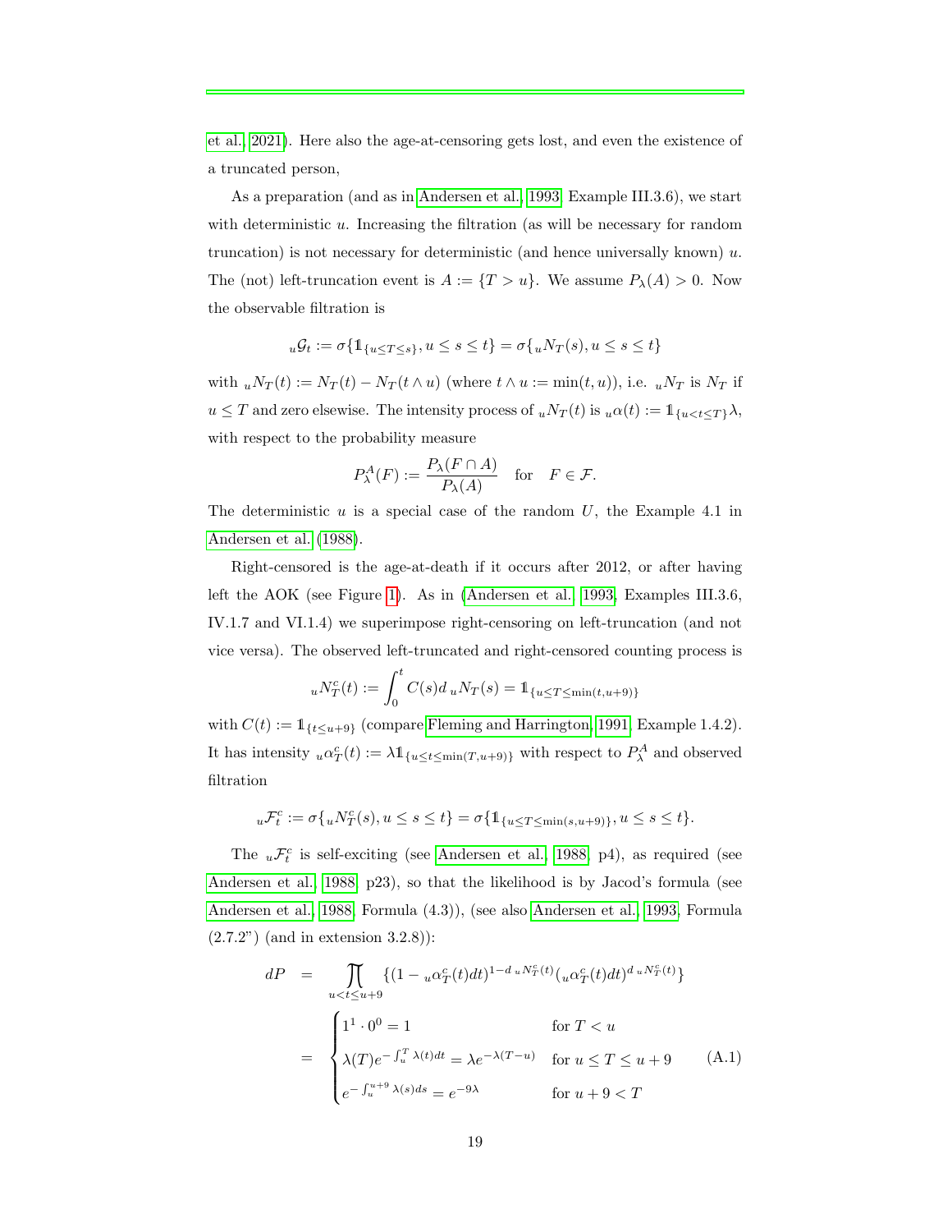et al., 2021). Here also the age-at-censoring gets lost, and even the existence of a truncated person,

As a preparation (and as in Andersen et al., 1993, Example III.3.6), we start with deterministic $u$. Increasing the filtration (as will be necessary for random truncation) is not necessary for deterministic (and hence universally known) $u$. The (not) left-truncation event is $A := \{T > u\}$. We assume $P_\lambda(A) > 0$. Now the observable filtration is

$$
{}_u\mathcal{G}_t := \sigma\{\mathbb{1}_{\{u \leq T \leq s\}}, u \leq s \leq t\} = \sigma\{{}_uN_T(s), u \leq s \leq t\}
$$

with ${}_uN_T(t) := N_T(t) - N_T(t \wedge u)$ (where $t \wedge u := \min(t, u)$), i.e. ${}_uN_T$ is $N_T$ if $u \leq T$ and zero elsewise. The intensity process of ${}_uN_T(t)$ is ${}_u\alpha(t) := \mathbb{1}_{\{u<t\leq T\}}\lambda$, with respect to the probability measure

$$
P_\lambda^A(F) := \frac{P_\lambda(F \cap A)}{P_\lambda(A)} \quad \text{for} \quad F \in \mathcal{F}.
$$

The deterministic $u$ is a special case of the random $U$, the Example 4.1 in Andersen et al. (1988).

Right-censored is the age-at-death if it occurs after 2012, or after having left the AOK (see Figure 1). As in (Andersen et al., 1993, Examples III.3.6, IV.1.7 and VI.1.4) we superimpose right-censoring on left-truncation (and not vice versa). The observed left-truncated and right-censored counting process is

$$
{}_uN_T^c(t) := \int_0^t C(s) d\,{}_uN_T(s) = \mathbb{1}_{\{u \leq T \leq \min(t, u+9)\}}
$$

with $C(t) := \mathbb{1}_{\{t \leq u+9\}}$ (compare Fleming and Harrington, 1991, Example 1.4.2). It has intensity ${}_u\alpha_T^c(t) := \lambda \mathbb{1}_{\{u \leq t \leq \min(T, u+9)\}}$ with respect to $P_\lambda^A$ and observed filtration

$$
{}_u\mathcal{F}_t^c := \sigma\{{}_uN_T^c(s), u \leq s \leq t\} = \sigma\{\mathbb{1}_{\{u \leq T \leq \min(s, u+9)\}}, u \leq s \leq t\}.
$$

The ${}_u\mathcal{F}_t^c$ is self-exciting (see Andersen et al., 1988, p4), as required (see Andersen et al., 1988, p23), so that the likelihood is by Jacod's formula (see Andersen et al., 1988, Formula (4.3)), (see also Andersen et al., 1993, Formula (2.7.2")) (and in extension 3.2.8)):

$$
\begin{aligned}
dP &= \prod_{u<t\leq u+9} \{(1 - {}_u\alpha_T^c(t)dt)^{1-d\,{}_uN_T^c(t)} ({}_u\alpha_T^c(t)dt)^{d\,{}_uN_T^c(t)}\} \\
&= \begin{cases} 1^1 \cdot 0^0 = 1 & \text{for } T < u \\ \lambda(T) e^{-\int_u^T \lambda(t)dt} = \lambda e^{-\lambda(T-u)} & \text{for } u \leq T \leq u+9 \\ e^{-\int_u^{u+9} \lambda(s)ds} = e^{-9\lambda} & \text{for } u+9 < T \end{cases} \qquad \text{(A.1)}
\end{aligned}
$$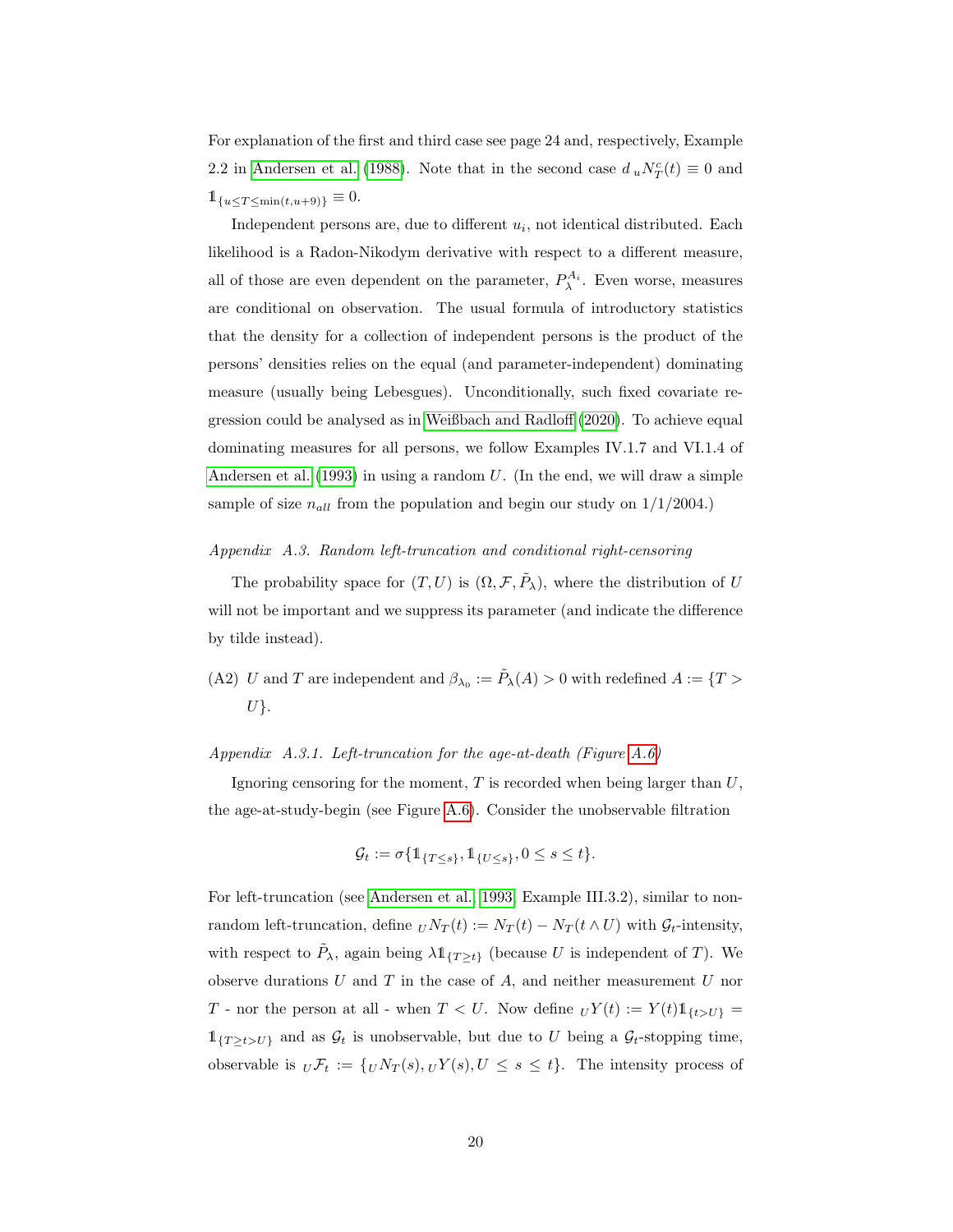For explanation of the first and third case see page 24 and, respectively, Example 2.2 in Andersen et al. (1988). Note that in the second case $d\,{}_uN_T^c(t) \equiv 0$ and $\mathbb{1}_{\{u \leq T \leq \min(t, u+9)\}} \equiv 0$.

Independent persons are, due to different $u_i$, not identical distributed. Each likelihood is a Radon-Nikodym derivative with respect to a different measure, all of those are even dependent on the parameter, $P_\lambda^{A_i}$. Even worse, measures are conditional on observation. The usual formula of introductory statistics that the density for a collection of independent persons is the product of the persons' densities relies on the equal (and parameter-independent) dominating measure (usually being Lebesgues). Unconditionally, such fixed covariate regression could be analysed as in Weißbach and Radloff (2020). To achieve equal dominating measures for all persons, we follow Examples IV.1.7 and VI.1.4 of Andersen et al. (1993) in using a random $U$. (In the end, we will draw a simple sample of size $n_{all}$ from the population and begin our study on 1/1/2004.)

*Appendix A.3. Random left-truncation and conditional right-censoring*

The probability space for $(T, U)$ is $(\Omega, \mathcal{F}, \tilde{P}_\lambda)$, where the distribution of $U$ will not be important and we suppress its parameter (and indicate the difference by tilde instead).

(A2) $U$ and $T$ are independent and $\beta_{\lambda_0} := \tilde{P}_\lambda(A) > 0$ with redefined $A := \{T > U\}$.

*Appendix A.3.1. Left-truncation for the age-at-death (Figure A.6)*

Ignoring censoring for the moment, $T$ is recorded when being larger than $U$, the age-at-study-begin (see Figure A.6). Consider the unobservable filtration

$$\mathcal{G}_t := \sigma\{\mathbb{1}_{\{T \leq s\}}, \mathbb{1}_{\{U \leq s\}}, 0 \leq s \leq t\}.$$

For left-truncation (see Andersen et al., 1993, Example III.3.2), similar to non-random left-truncation, define ${}_UN_T(t) := N_T(t) - N_T(t \wedge U)$ with $\mathcal{G}_t$-intensity, with respect to $\tilde{P}_\lambda$, again being $\lambda \mathbb{1}_{\{T \geq t\}}$ (because $U$ is independent of $T$). We observe durations $U$ and $T$ in the case of $A$, and neither measurement $U$ nor $T$ - nor the person at all - when $T < U$. Now define ${}_UY(t) := Y(t)\mathbb{1}_{\{t > U\}} = \mathbb{1}_{\{T \geq t > U\}}$ and as $\mathcal{G}_t$ is unobservable, but due to $U$ being a $\mathcal{G}_t$-stopping time, observable is ${}_U\mathcal{F}_t := \{{}_UN_T(s), {}_UY(s), U \leq s \leq t\}$. The intensity process of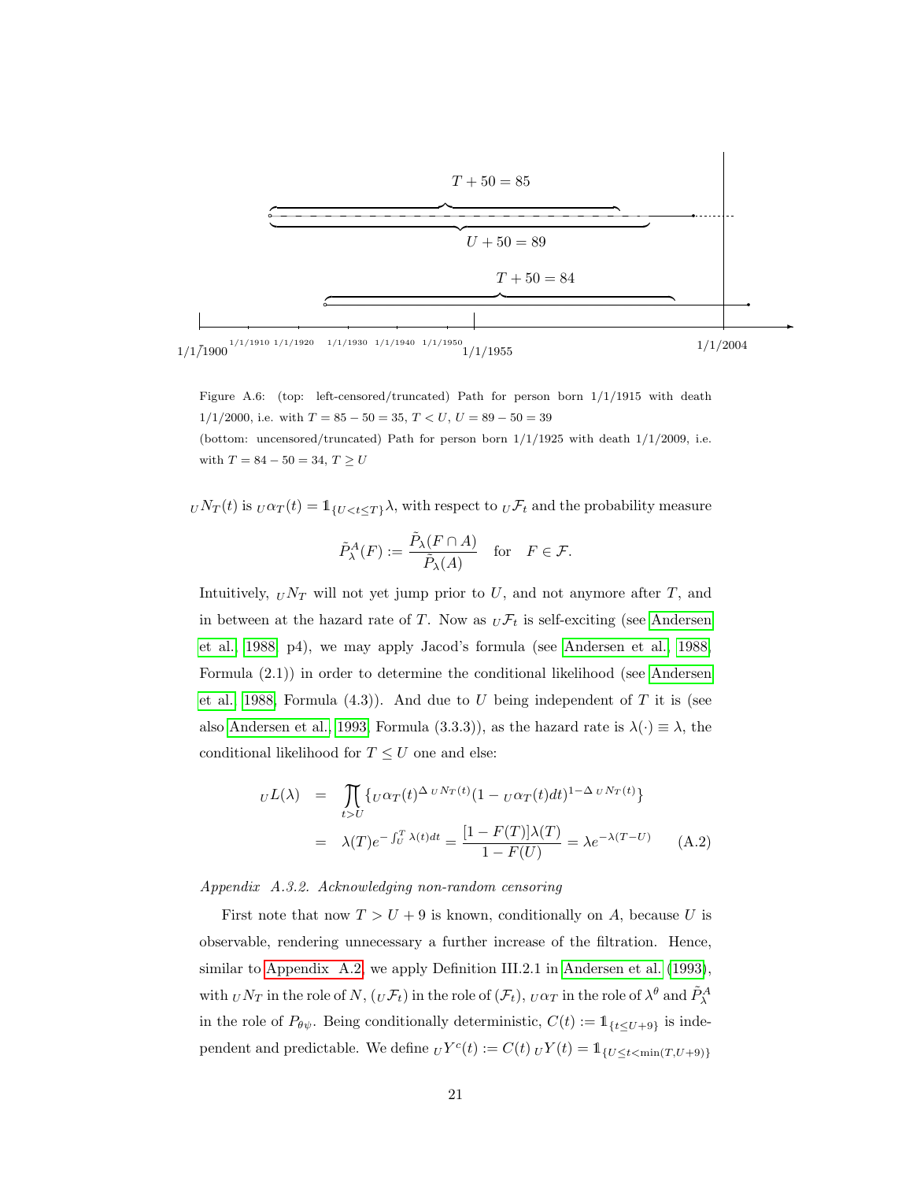Figure A.6: (top: left-censored/truncated) Path for person born 1/1/1915 with death 1/1/2000, i.e. with $T = 85 - 50 = 35$, $T < U$, $U = 89 - 50 = 39$

(bottom: uncensored/truncated) Path for person born 1/1/1925 with death 1/1/2009, i.e. with $T = 84 - 50 = 34$, $T \geq U$

${}_U N_T(t)$ is ${}_U\alpha_T(t) = \mathbb{1}_{\{U<t\leq T\}}\lambda$, with respect to ${}_U\mathcal{F}_t$ and the probability measure

$$\tilde{P}^A_\lambda(F) := \frac{\tilde{P}_\lambda(F \cap A)}{\tilde{P}_\lambda(A)} \quad \text{for} \quad F \in \mathcal{F}.$$

Intuitively, ${}_U N_T$ will not yet jump prior to $U$, and not anymore after $T$, and in between at the hazard rate of $T$. Now as ${}_U\mathcal{F}_t$ is self-exciting (see Andersen et al. 1988, p4), we may apply Jacod's formula (see Andersen et al. 1988, Formula (2.1)) in order to determine the conditional likelihood (see Andersen et al. 1988, Formula (4.3)). And due to $U$ being independent of $T$ it is (see also Andersen et al., 1993, Formula (3.3.3)), as the hazard rate is $\lambda(\cdot) \equiv \lambda$, the conditional likelihood for $T \leq U$ one and else:

$$\begin{aligned}
{}_U L(\lambda) &= \prod_{t>U} \{ {}_U\alpha_T(t)^{\Delta\, {}_U N_T(t)} (1 - {}_U\alpha_T(t)dt)^{1-\Delta\, {}_U N_T(t)} \} \\
&= \lambda(T) e^{-\int_U^T \lambda(t)dt} = \frac{[1-F(T)]\lambda(T)}{1-F(U)} = \lambda e^{-\lambda(T-U)} \qquad \text{(A.2)}
\end{aligned}$$

*Appendix A.3.2. Acknowledging non-random censoring*

First note that now $T > U + 9$ is known, conditionally on $A$, because $U$ is observable, rendering unnecessary a further increase of the filtration. Hence, similar to Appendix A.2, we apply Definition III.2.1 in Andersen et al. (1993), with ${}_U N_T$ in the role of $N$, $({}_U\mathcal{F}_t)$ in the role of $(\mathcal{F}_t)$, ${}_U\alpha_T$ in the role of $\lambda^\theta$ and $\tilde{P}^A_\lambda$ in the role of $P_{\theta\psi}$. Being conditionally deterministic, $C(t) := \mathbb{1}_{\{t\leq U+9\}}$ is independent and predictable. We define ${}_U Y^c(t) := C(t)\, {}_U Y(t) = \mathbb{1}_{\{U\leq t<\min(T,U+9)\}}$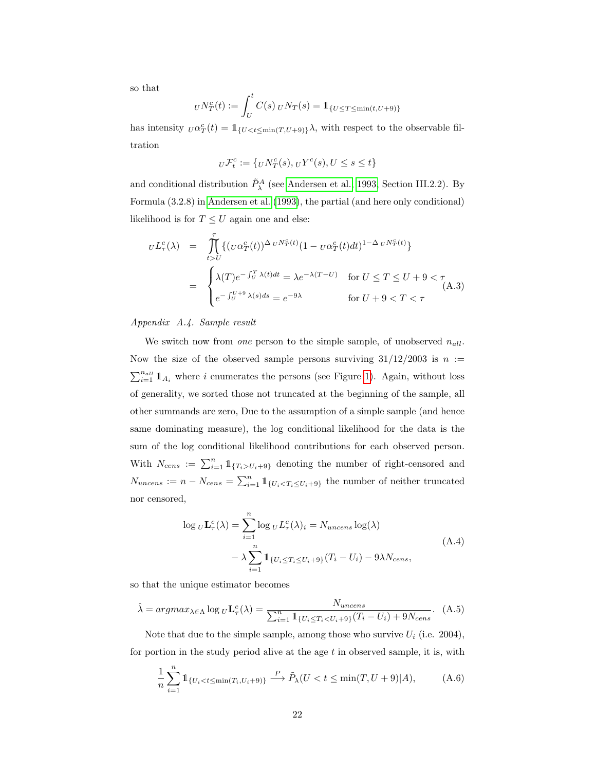so that

$$
{}_UN_T^c(t) := \int_U^t C(s)\, {}_UN_T(s) = \mathbb{1}_{\{U \le T \le \min(t, U+9)\}}
$$

has intensity ${}_U\alpha_T^c(t) = \mathbb{1}_{\{U < t \le \min(T, U+9)\}}\lambda$, with respect to the observable filtration

$$
{}_U\mathcal{F}_t^c := \{ {}_UN_T^c(s), {}_UY^c(s), U \le s \le t \}
$$

and conditional distribution $\tilde{P}_\lambda^A$ (see Andersen et al., 1993, Section III.2.2). By Formula (3.2.8) in Andersen et al. (1993), the partial (and here only conditional) likelihood is for $T \le U$ again one and else:

$$
\begin{aligned}
{}_UL_\tau^c(\lambda) &= \prod_{t>U}^{\tau} \{ ({}_U\alpha_T^c(t))^{\Delta\, {}_UN_T^c(t)} (1 - {}_U\alpha_T^c(t)dt)^{1-\Delta\, {}_UN_T^c(t)} \} \\
&= \begin{cases} \lambda(T) e^{-\int_U^T \lambda(t)dt} = \lambda e^{-\lambda(T-U)} & \text{for } U \le T \le U+9 < \tau \\ e^{-\int_U^{U+9} \lambda(s)ds} = e^{-9\lambda} & \text{for } U+9 < T < \tau \end{cases}
\end{aligned} \tag{A.3}
$$

*Appendix A.4. Sample result*

We switch now from *one* person to the simple sample, of unobserved $n_{all}$. Now the size of the observed sample persons surviving 31/12/2003 is $n := \sum_{i=1}^{n_{all}} \mathbb{1}_{A_i}$ where $i$ enumerates the persons (see Figure 1). Again, without loss of generality, we sorted those not truncated at the beginning of the sample, all other summands are zero, Due to the assumption of a simple sample (and hence same dominating measure), the log conditional likelihood for the data is the sum of the log conditional likelihood contributions for each observed person. With $N_{cens} := \sum_{i=1}^{n} \mathbb{1}_{\{T_i > U_i+9\}}$ denoting the number of right-censored and $N_{uncens} := n - N_{cens} = \sum_{i=1}^{n} \mathbb{1}_{\{U_i < T_i \le U_i+9\}}$ the number of neither truncated nor censored,

$$
\begin{aligned}
\log {}_U\mathbf{L}_\tau^c(\lambda) = \sum_{i=1}^{n} \log {}_UL_\tau^c(\lambda)_i = N_{uncens} \log(\lambda) \\
- \lambda \sum_{i=1}^{n} \mathbb{1}_{\{U_i \le T_i \le U_i+9\}} (T_i - U_i) - 9\lambda N_{cens},
\end{aligned} \tag{A.4}
$$

so that the unique estimator becomes

$$
\hat{\lambda} = argmax_{\lambda \in \Lambda} \log {}_U\mathbf{L}_\tau^c(\lambda) = \frac{N_{uncens}}{\sum_{i=1}^{n} \mathbb{1}_{\{U_i \le T_i < U_i+9\}} (T_i - U_i) + 9N_{cens}}. \tag{A.5}
$$

Note that due to the simple sample, among those who survive $U_i$ (i.e. 2004), for portion in the study period alive at the age $t$ in observed sample, it is, with

$$
\frac{1}{n} \sum_{i=1}^{n} \mathbb{1}_{\{U_i < t \le \min(T_i, U_i+9)\}} \xrightarrow{P} \tilde{P}_\lambda(U < t \le \min(T, U+9) | A), \tag{A.6}
$$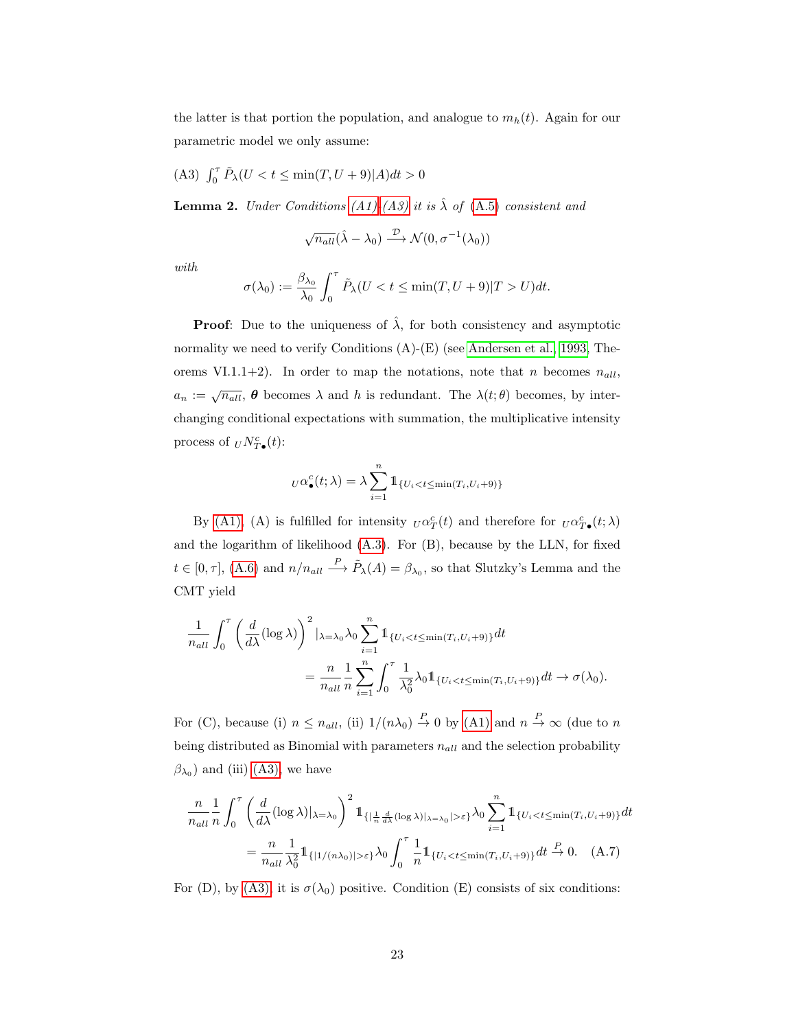the latter is that portion the population, and analogue to $m_h(t)$. Again for our parametric model we only assume:

(A3) $\int_0^\tau \tilde{P}_\lambda(U < t \leq \min(T, U+9)|A)dt > 0$

**Lemma 2.** *Under Conditions (A1)-(A3) it is $\hat{\lambda}$ of (A.5) consistent and*

$$\sqrt{n_{all}}(\hat{\lambda} - \lambda_0) \xrightarrow{\mathcal{D}} \mathcal{N}(0, \sigma^{-1}(\lambda_0))$$

*with*

$$\sigma(\lambda_0) := \frac{\beta_{\lambda_0}}{\lambda_0} \int_0^\tau \tilde{P}_\lambda(U < t \leq \min(T, U+9)|T > U)dt.$$

**Proof**: Due to the uniqueness of $\hat{\lambda}$, for both consistency and asymptotic normality we need to verify Conditions (A)-(E) (see Andersen et al., 1993, Theorems VI.1.1+2). In order to map the notations, note that $n$ becomes $n_{all}$, $a_n := \sqrt{n_{all}}$, $\boldsymbol{\theta}$ becomes $\lambda$ and $h$ is redundant. The $\lambda(t;\theta)$ becomes, by interchanging conditional expectations with summation, the multiplicative intensity process of ${}_U N^c_{T\bullet}(t)$:

$${}_U\alpha^c_\bullet(t;\lambda) = \lambda \sum_{i=1}^n \mathbb{1}_{\{U_i < t \leq \min(T_i, U_i+9)\}}$$

By (A1), (A) is fulfilled for intensity ${}_U\alpha^c_T(t)$ and therefore for ${}_U\alpha^c_{T\bullet}(t;\lambda)$ and the logarithm of likelihood (A.3). For (B), because by the LLN, for fixed $t \in [0,\tau]$, (A.6) and $n/n_{all} \xrightarrow{P} \tilde{P}_\lambda(A) = \beta_{\lambda_0}$, so that Slutzky's Lemma and the CMT yield

$$\begin{aligned}
\frac{1}{n_{all}} \int_0^\tau \left(\frac{d}{d\lambda}(\log \lambda)\right)^2 |_{\lambda=\lambda_0} \lambda_0 \sum_{i=1}^n \mathbb{1}_{\{U_i < t \leq \min(T_i, U_i+9)\}} dt \\
= \frac{n}{n_{all}} \frac{1}{n} \sum_{i=1}^n \int_0^\tau \frac{1}{\lambda_0^2} \lambda_0 \mathbb{1}_{\{U_i < t \leq \min(T_i, U_i+9)\}} dt \to \sigma(\lambda_0).
\end{aligned}$$

For (C), because (i) $n \leq n_{all}$, (ii) $1/(n\lambda_0) \xrightarrow{P} 0$ by (A1) and $n \xrightarrow{P} \infty$ (due to $n$ being distributed as Binomial with parameters $n_{all}$ and the selection probability $\beta_{\lambda_0}$) and (iii) (A3), we have

$$\begin{aligned}
\frac{n}{n_{all}} \frac{1}{n} \int_0^\tau \left(\frac{d}{d\lambda}(\log \lambda)|_{\lambda=\lambda_0}\right)^2 \mathbb{1}_{\{|\frac{1}{n}\frac{d}{d\lambda}(\log \lambda)|_{\lambda=\lambda_0}| > \varepsilon\}} \lambda_0 \sum_{i=1}^n \mathbb{1}_{\{U_i < t \leq \min(T_i, U_i+9)\}} dt \\
= \frac{n}{n_{all}} \frac{1}{\lambda_0^2} \mathbb{1}_{\{|1/(n\lambda_0)| > \varepsilon\}} \lambda_0 \int_0^\tau \frac{1}{n} \mathbb{1}_{\{U_i < t \leq \min(T_i, U_i+9)\}} dt \xrightarrow{P} 0. \quad \text{(A.7)}
\end{aligned}$$

For (D), by (A3), it is $\sigma(\lambda_0)$ positive. Condition (E) consists of six conditions: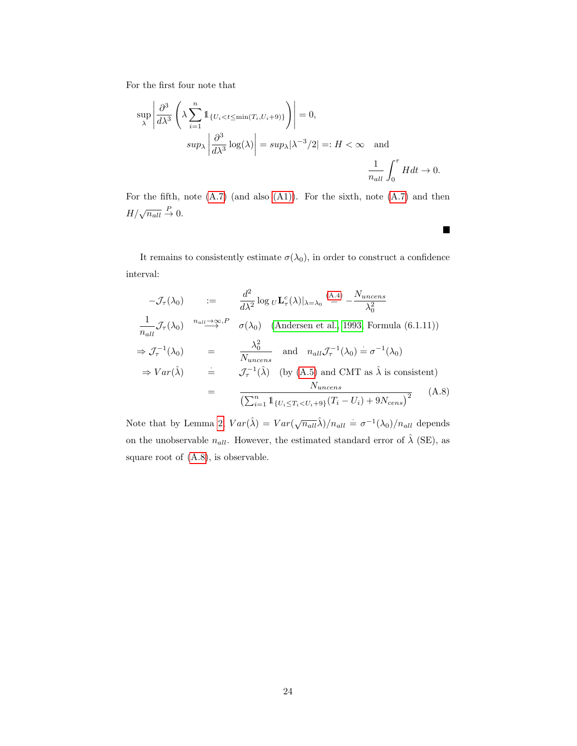For the first four note that

$$\sup_\lambda \left| \frac{\partial^3}{d\lambda^3} \left( \lambda \sum_{i=1}^{n} \mathbb{1}_{\{U_i < t \leq \min(T_i, U_i+9)\}} \right) \right| = 0,$$

$$sup_\lambda \left| \frac{\partial^3}{d\lambda^3} \log(\lambda) \right| = sup_\lambda |\lambda^{-3}/2| =: H < \infty \quad \text{and}$$

$$\frac{1}{n_{all}} \int_0^\tau H dt \to 0.$$

For the fifth, note (A.7) (and also (A1)). For the sixth, note (A.7) and then $H/\sqrt{n_{all}} \xrightarrow{P} 0$.

■

It remains to consistently estimate $\sigma(\lambda_0)$, in order to construct a confidence interval:

$$\begin{aligned}
-\mathcal{J}_\tau(\lambda_0) \quad &:= \quad \frac{d^2}{d\lambda^2} \log {}_U\mathbf{L}_\tau^c(\lambda)|_{\lambda=\lambda_0} \overset{(A.4)}{=} -\frac{N_{uncens}}{\lambda_0^2} \\
\frac{1}{n_{all}} \mathcal{J}_\tau(\lambda_0) \quad &\overset{n_{all}\to\infty, P}{\longrightarrow} \quad \sigma(\lambda_0) \quad \text{(Andersen et al., 1993, Formula (6.1.11))} \\
\Rightarrow \mathcal{J}_\tau^{-1}(\lambda_0) \quad &= \quad \frac{\lambda_0^2}{N_{uncens}} \quad \text{and} \quad n_{all}\mathcal{J}_\tau^{-1}(\lambda_0) \doteq \sigma^{-1}(\lambda_0) \\
\Rightarrow Var(\hat{\lambda}) \quad &\doteq \quad \mathcal{J}_\tau^{-1}(\hat{\lambda}) \quad \text{(by (A.5) and CMT as } \hat{\lambda} \text{ is consistent)} \\
&= \quad \frac{N_{uncens}}{\left(\sum_{i=1}^{n} \mathbb{1}_{\{U_i \leq T_i < U_i+9\}}(T_i - U_i) + 9N_{cens}\right)^2} \qquad \text{(A.8)}
\end{aligned}$$

Note that by Lemma 2, $Var(\hat{\lambda}) = Var(\sqrt{n_{all}}\hat{\lambda})/n_{all} \doteq \sigma^{-1}(\lambda_0)/n_{all}$ depends on the unobservable $n_{all}$. However, the estimated standard error of $\hat{\lambda}$ (SE), as square root of (A.8), is observable.